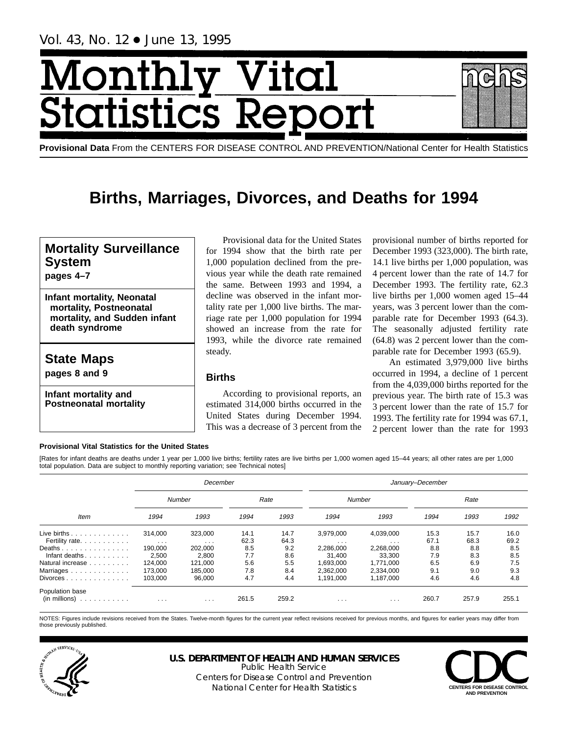# Monthly Vital Statistics Report

**Provisional Data** From the CENTERS FOR DISEASE CONTROL AND PREVENTION/National Center for Health Statistics

## Births, Marriages, Divorces, and Deaths for 1994

**Mortality Surveillance System**
pages 4–7

**Infant mortality, Neonatal mortality, Postneonatal mortality, and Sudden infant death syndrome**

**State Maps**
pages 8 and 9

**Infant mortality and Postneonatal mortality**

Provisional data for the United States for 1994 show that the birth rate per 1,000 population declined from the previous year while the death rate remained the same. Between 1993 and 1994, a decline was observed in the infant mortality rate per 1,000 live births. The marriage rate per 1,000 population for 1994 showed an increase from the rate for 1993, while the divorce rate remained steady.

### Births

According to provisional reports, an estimated 314,000 births occurred in the United States during December 1994. This was a decrease of 3 percent from the provisional number of births reported for December 1993 (323,000). The birth rate, 14.1 live births per 1,000 population, was 4 percent lower than the rate of 14.7 for December 1993. The fertility rate, 62.3 live births per 1,000 women aged 15–44 years, was 3 percent lower than the comparable rate for December 1993 (64.3). The seasonally adjusted fertility rate (64.8) was 2 percent lower than the comparable rate for December 1993 (65.9).

An estimated 3,979,000 live births occurred in 1994, a decline of 1 percent from the 4,039,000 births reported for the previous year. The birth rate of 15.3 was 3 percent lower than the rate of 15.7 for 1993. The fertility rate for 1994 was 67.1, 2 percent lower than the rate for 1993

**Provisional Vital Statistics for the United States**

[Rates for infant deaths are deaths under 1 year per 1,000 live births; fertility rates are live births per 1,000 women aged 15–44 years; all other rates are per 1,000 total population. Data are subject to monthly reporting variation; see Technical notes]

| Item | December | | | | January–December | | | | |
|---|---|---|---|---|---|---|---|---|---|
| | Number | | Rate | | Number | | Rate | | |
| | 1994 | 1993 | 1994 | 1993 | 1994 | 1993 | 1994 | 1993 | 1992 |
| Live births | 314,000 | 323,000 | 14.1 | 14.7 | 3,979,000 | 4,039,000 | 15.3 | 15.7 | 16.0 |
| Fertility rate | . . . | . . . | 62.3 | 64.3 | . . . | . . . | 67.1 | 68.3 | 69.2 |
| Deaths | 190,000 | 202,000 | 8.5 | 9.2 | 2,286,000 | 2,268,000 | 8.8 | 8.8 | 8.5 |
| Infant deaths | 2,500 | 2,800 | 7.7 | 8.6 | 31,400 | 33,300 | 7.9 | 8.3 | 8.5 |
| Natural increase | 124,000 | 121,000 | 5.6 | 5.5 | 1,693,000 | 1,771,000 | 6.5 | 6.9 | 7.5 |
| Marriages | 173,000 | 185,000 | 7.8 | 8.4 | 2,362,000 | 2,334,000 | 9.1 | 9.0 | 9.3 |
| Divorces | 103,000 | 96,000 | 4.7 | 4.4 | 1,191,000 | 1,187,000 | 4.6 | 4.6 | 4.8 |
| Population base (in millions) | . . . | . . . | 261.5 | 259.2 | . . . | . . . | 260.7 | 257.9 | 255.1 |

NOTES: Figures include revisions received from the States. Twelve-month figures for the current year reflect revisions received for previous months, and figures for earlier years may differ from those previously published.

U.S. DEPARTMENT OF HEALTH AND HUMAN SERVICES
Public Health Service
Centers for Disease Control and Prevention
National Center for Health Statistics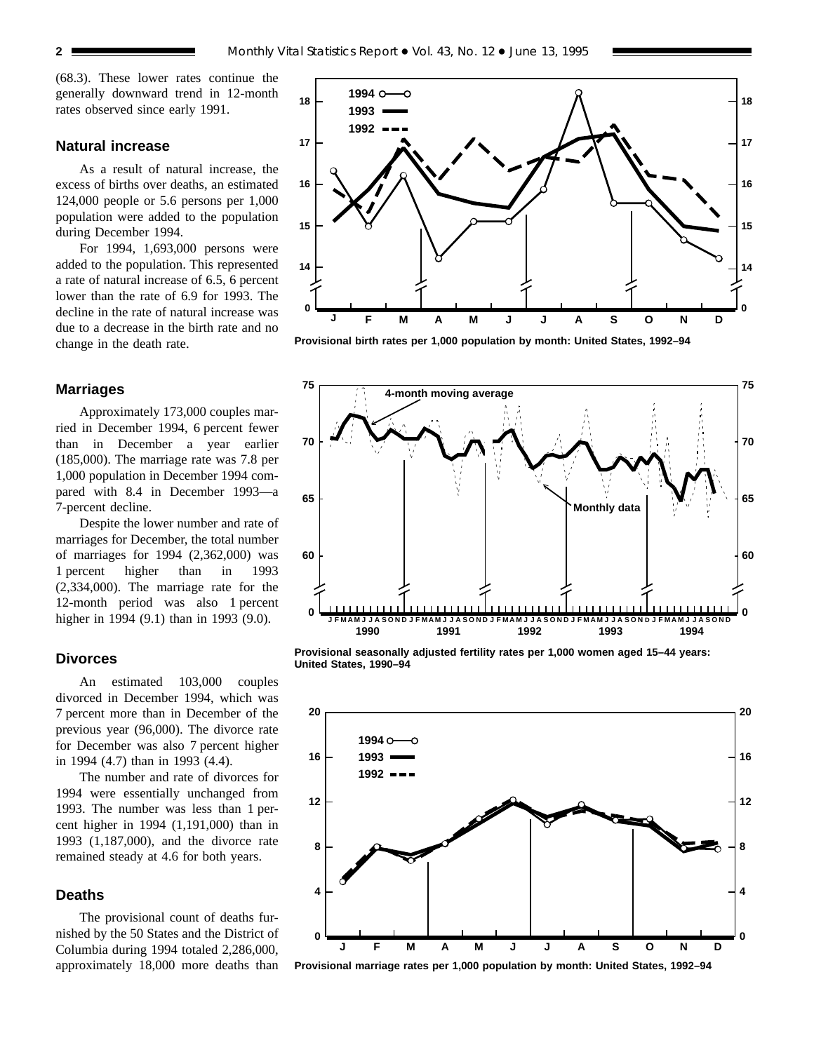(68.3). These lower rates continue the generally downward trend in 12-month rates observed since early 1991.

## Natural increase

As a result of natural increase, the excess of births over deaths, an estimated 124,000 people or 5.6 persons per 1,000 population were added to the population during December 1994.

For 1994, 1,693,000 persons were added to the population. This represented a rate of natural increase of 6.5, 6 percent lower than the rate of 6.9 for 1993. The decline in the rate of natural increase was due to a decrease in the birth rate and no change in the death rate.

## Marriages

Approximately 173,000 couples married in December 1994, 6 percent fewer than in December a year earlier (185,000). The marriage rate was 7.8 per 1,000 population in December 1994 compared with 8.4 in December 1993—a 7-percent decline.

Despite the lower number and rate of marriages for December, the total number of marriages for 1994 (2,362,000) was 1 percent higher than in 1993 (2,334,000). The marriage rate for the 12-month period was also 1 percent higher in 1994 (9.1) than in 1993 (9.0).

## Divorces

An estimated 103,000 couples divorced in December 1994, which was 7 percent more than in December of the previous year (96,000). The divorce rate for December was also 7 percent higher in 1994 (4.7) than in 1993 (4.4).

The number and rate of divorces for 1994 were essentially unchanged from 1993. The number was less than 1 percent higher in 1994 (1,191,000) than in 1993 (1,187,000), and the divorce rate remained steady at 4.6 for both years.

## Deaths

The provisional count of deaths furnished by the 50 States and the District of Columbia during 1994 totaled 2,286,000, approximately 18,000 more deaths than

Provisional birth rates per 1,000 population by month: United States, 1992–94

Provisional seasonally adjusted fertility rates per 1,000 women aged 15–44 years: United States, 1990–94

Provisional marriage rates per 1,000 population by month: United States, 1992–94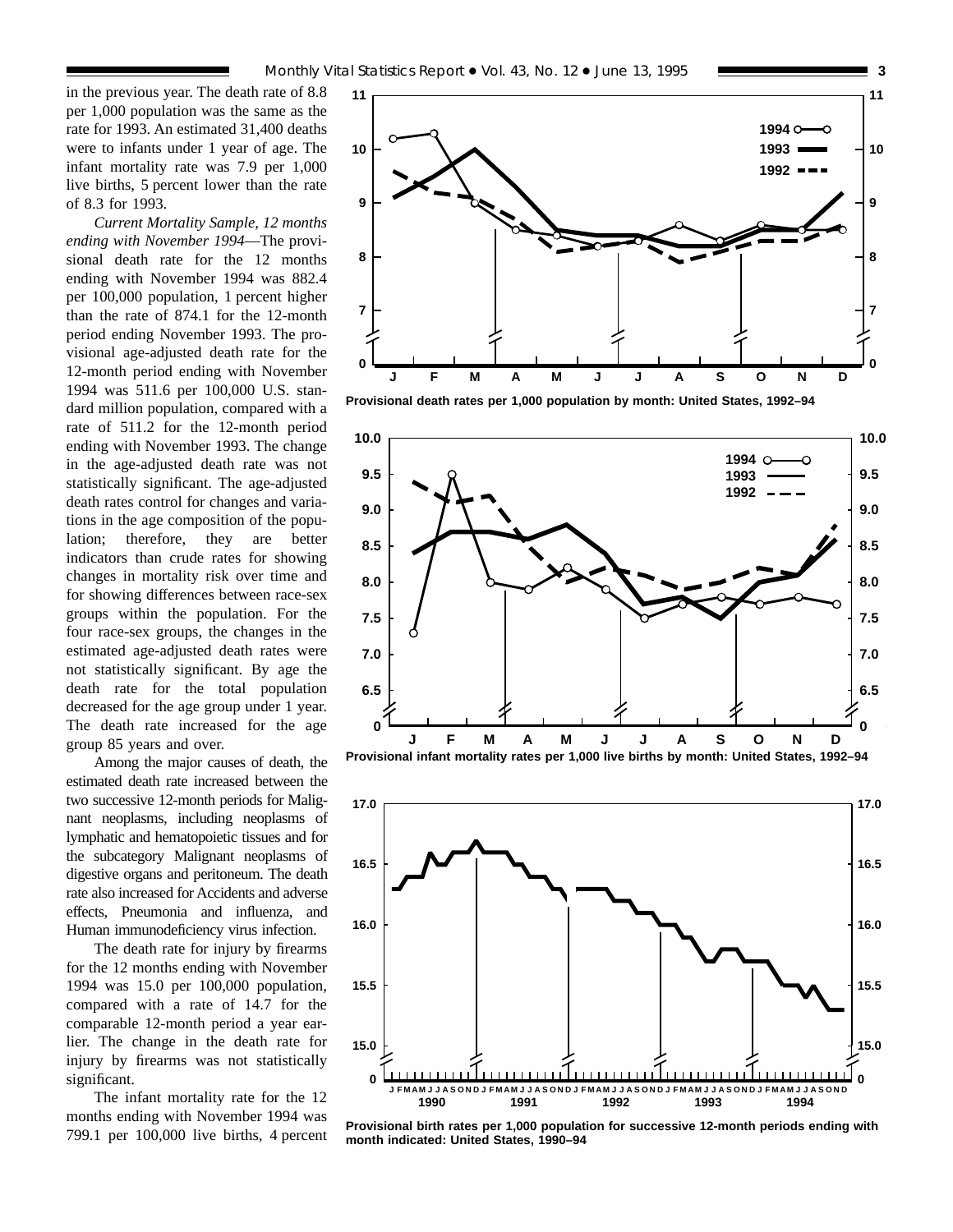in the previous year. The death rate of 8.8 per 1,000 population was the same as the rate for 1993. An estimated 31,400 deaths were to infants under 1 year of age. The infant mortality rate was 7.9 per 1,000 live births, 5 percent lower than the rate of 8.3 for 1993.

*Current Mortality Sample, 12 months ending with November 1994*—The provisional death rate for the 12 months ending with November 1994 was 882.4 per 100,000 population, 1 percent higher than the rate of 874.1 for the 12-month period ending November 1993. The provisional age-adjusted death rate for the 12-month period ending with November 1994 was 511.6 per 100,000 U.S. standard million population, compared with a rate of 511.2 for the 12-month period ending with November 1993. The change in the age-adjusted death rate was not statistically significant. The age-adjusted death rates control for changes and variations in the age composition of the population; therefore, they are better indicators than crude rates for showing changes in mortality risk over time and for showing differences between race-sex groups within the population. For the four race-sex groups, the changes in the estimated age-adjusted death rates were not statistically significant. By age the death rate for the total population decreased for the age group under 1 year. The death rate increased for the age group 85 years and over.

Among the major causes of death, the estimated death rate increased between the two successive 12-month periods for Malignant neoplasms, including neoplasms of lymphatic and hematopoietic tissues and for the subcategory Malignant neoplasms of digestive organs and peritoneum. The death rate also increased for Accidents and adverse effects, Pneumonia and influenza, and Human immunodeficiency virus infection.

The death rate for injury by firearms for the 12 months ending with November 1994 was 15.0 per 100,000 population, compared with a rate of 14.7 for the comparable 12-month period a year earlier. The change in the death rate for injury by firearms was not statistically significant.

The infant mortality rate for the 12 months ending with November 1994 was 799.1 per 100,000 live births, 4 percent

Provisional death rates per 1,000 population by month: United States, 1992–94

Provisional infant mortality rates per 1,000 live births by month: United States, 1992–94

Provisional birth rates per 1,000 population for successive 12-month periods ending with month indicated: United States, 1990–94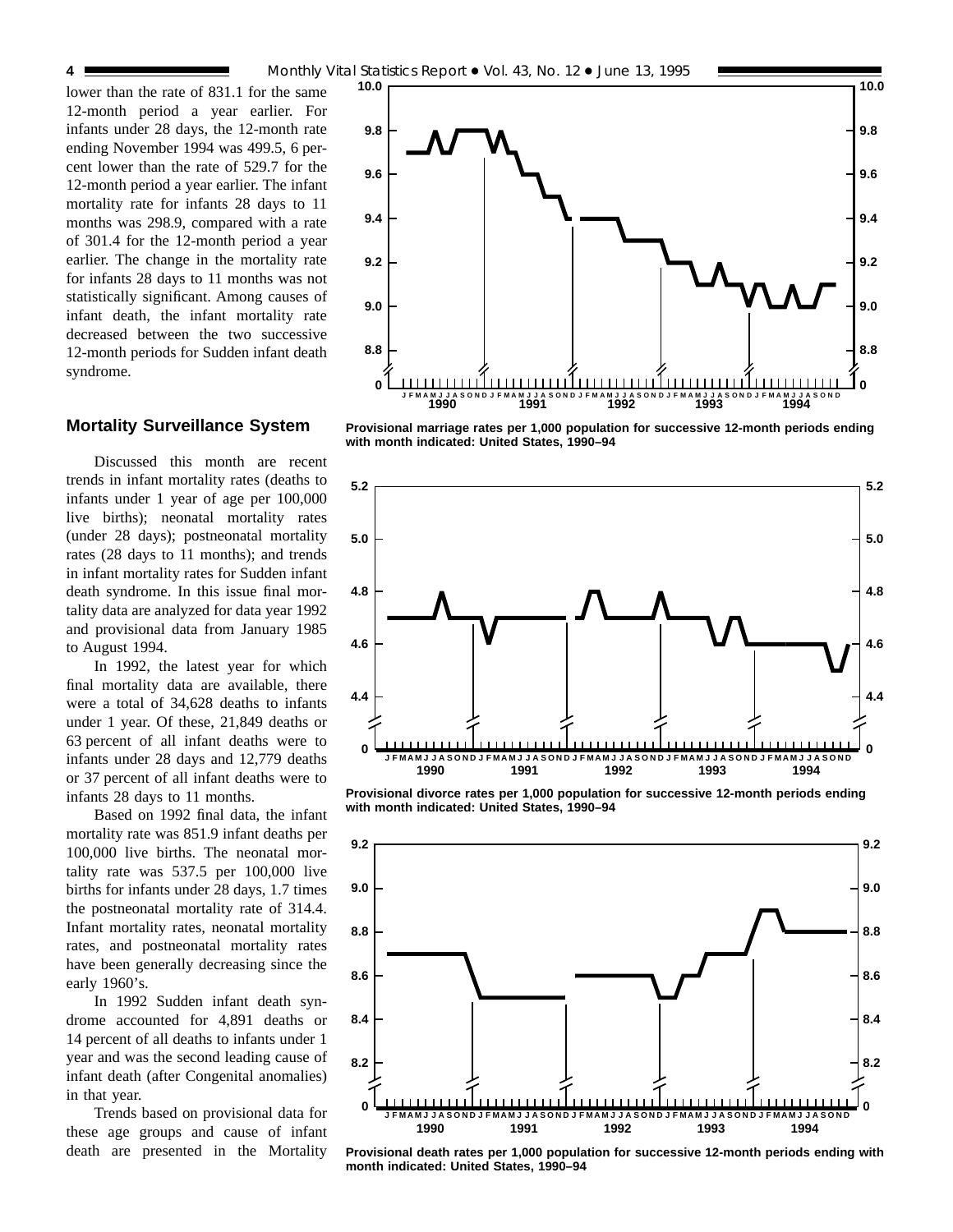lower than the rate of 831.1 for the same 12-month period a year earlier. For infants under 28 days, the 12-month rate ending November 1994 was 499.5, 6 percent lower than the rate of 529.7 for the 12-month period a year earlier. The infant mortality rate for infants 28 days to 11 months was 298.9, compared with a rate of 301.4 for the 12-month period a year earlier. The change in the mortality rate for infants 28 days to 11 months was not statistically significant. Among causes of infant death, the infant mortality rate decreased between the two successive 12-month periods for Sudden infant death syndrome.

## Mortality Surveillance System

Discussed this month are recent trends in infant mortality rates (deaths to infants under 1 year of age per 100,000 live births); neonatal mortality rates (under 28 days); postneonatal mortality rates (28 days to 11 months); and trends in infant mortality rates for Sudden infant death syndrome. In this issue final mortality data are analyzed for data year 1992 and provisional data from January 1985 to August 1994.

In 1992, the latest year for which final mortality data are available, there were a total of 34,628 deaths to infants under 1 year. Of these, 21,849 deaths or 63 percent of all infant deaths were to infants under 28 days and 12,779 deaths or 37 percent of all infant deaths were to infants 28 days to 11 months.

Based on 1992 final data, the infant mortality rate was 851.9 infant deaths per 100,000 live births. The neonatal mortality rate was 537.5 per 100,000 live births for infants under 28 days, 1.7 times the postneonatal mortality rate of 314.4. Infant mortality rates, neonatal mortality rates, and postneonatal mortality rates have been generally decreasing since the early 1960's.

In 1992 Sudden infant death syndrome accounted for 4,891 deaths or 14 percent of all deaths to infants under 1 year and was the second leading cause of infant death (after Congenital anomalies) in that year.

Trends based on provisional data for these age groups and cause of infant death are presented in the Mortality

**Provisional marriage rates per 1,000 population for successive 12-month periods ending with month indicated: United States, 1990–94**

**Provisional divorce rates per 1,000 population for successive 12-month periods ending with month indicated: United States, 1990–94**

**Provisional death rates per 1,000 population for successive 12-month periods ending with month indicated: United States, 1990–94**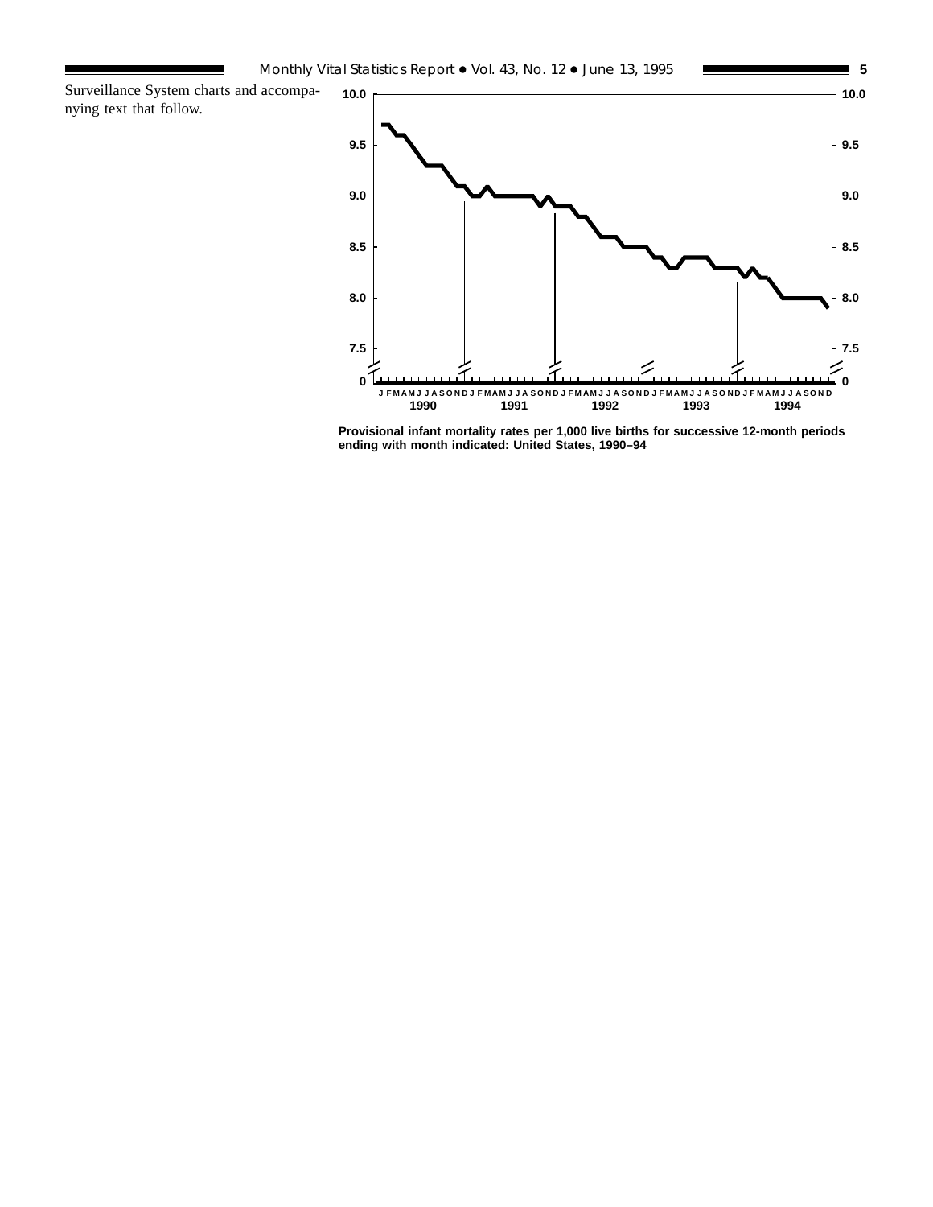Surveillance System charts and accompanying text that follow.

**Provisional infant mortality rates per 1,000 live births for successive 12-month periods ending with month indicated: United States, 1990–94**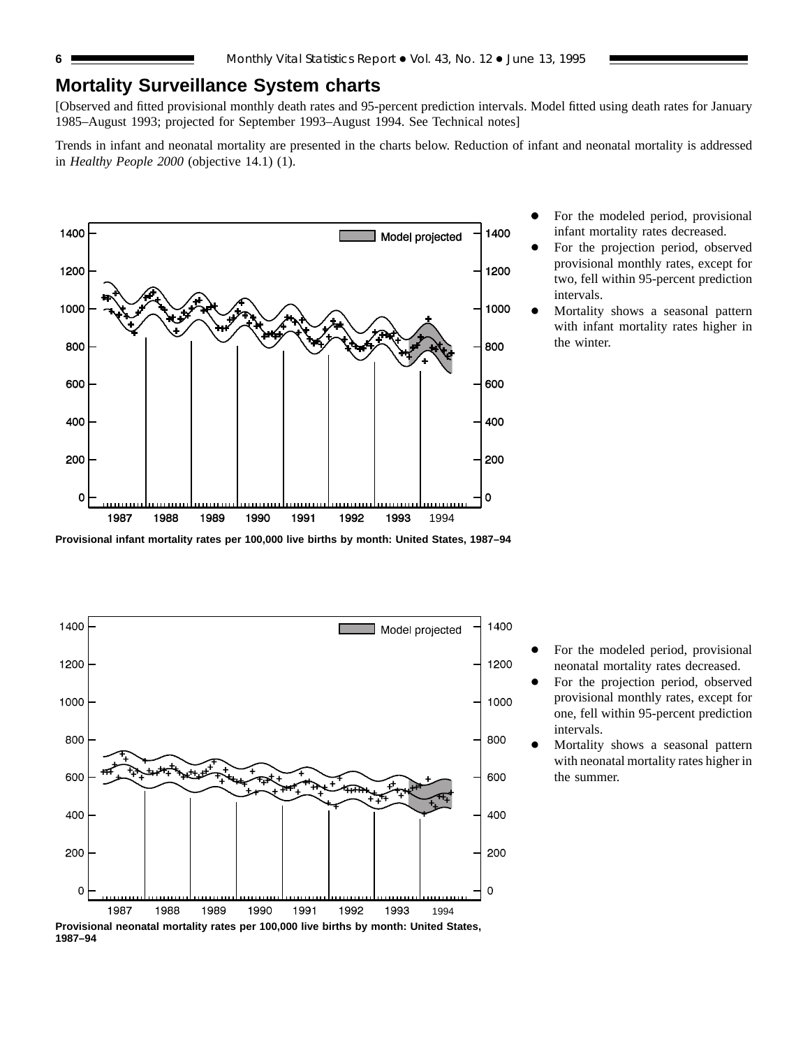## Mortality Surveillance System charts

[Observed and fitted provisional monthly death rates and 95-percent prediction intervals. Model fitted using death rates for January 1985–August 1993; projected for September 1993–August 1994. See Technical notes]

Trends in infant and neonatal mortality are presented in the charts below. Reduction of infant and neonatal mortality is addressed in *Healthy People 2000* (objective 14.1) (1).

- For the modeled period, provisional infant mortality rates decreased.
- For the projection period, observed provisional monthly rates, except for two, fell within 95-percent prediction intervals.
- Mortality shows a seasonal pattern with infant mortality rates higher in the winter.

**Provisional infant mortality rates per 100,000 live births by month: United States, 1987–94**

- For the modeled period, provisional neonatal mortality rates decreased.
- For the projection period, observed provisional monthly rates, except for one, fell within 95-percent prediction intervals.
- Mortality shows a seasonal pattern with neonatal mortality rates higher in the summer.

**Provisional neonatal mortality rates per 100,000 live births by month: United States, 1987–94**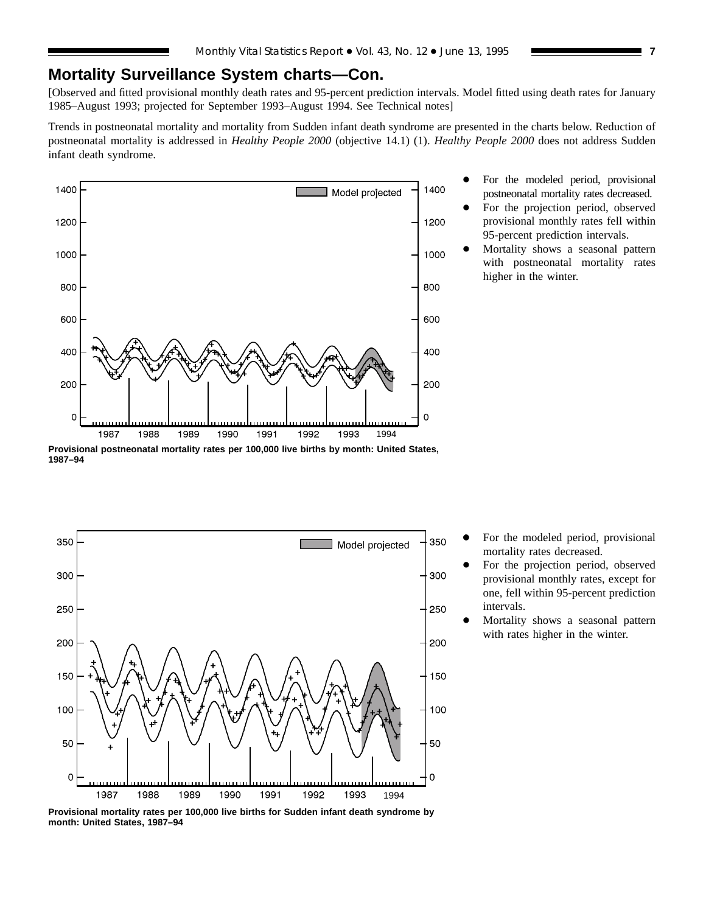## Mortality Surveillance System charts—Con.

[Observed and fitted provisional monthly death rates and 95-percent prediction intervals. Model fitted using death rates for January 1985–August 1993; projected for September 1993–August 1994. See Technical notes]

Trends in postneonatal mortality and mortality from Sudden infant death syndrome are presented in the charts below. Reduction of postneonatal mortality is addressed in *Healthy People 2000* (objective 14.1) (1). *Healthy People 2000* does not address Sudden infant death syndrome.

- For the modeled period, provisional postneonatal mortality rates decreased.
- For the projection period, observed provisional monthly rates fell within 95-percent prediction intervals.
- Mortality shows a seasonal pattern with postneonatal mortality rates higher in the winter.

**Provisional postneonatal mortality rates per 100,000 live births by month: United States, 1987–94**

- For the modeled period, provisional mortality rates decreased.
- For the projection period, observed provisional monthly rates, except for one, fell within 95-percent prediction intervals.
- Mortality shows a seasonal pattern with rates higher in the winter.

**Provisional mortality rates per 100,000 live births for Sudden infant death syndrome by month: United States, 1987–94**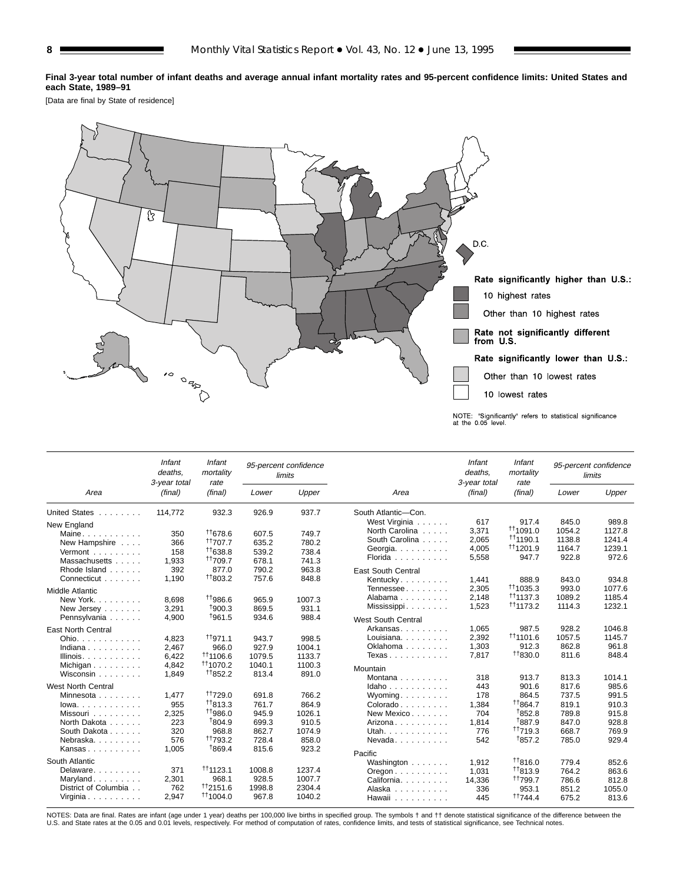**Final 3-year total number of infant deaths and average annual infant mortality rates and 95-percent confidence limits: United States and each State, 1989–91**

[Data are final by State of residence]

Rate significantly higher than U.S.:

- 10 highest rates
- Other than 10 highest rates

Rate not significantly different from U.S.

Rate significantly lower than U.S.:

- Other than 10 lowest rates
- 10 lowest rates

NOTE: "Significantly" refers to statistical significance at the 0.05 level.

| Area | Infant deaths, 3-year total (final) | Infant mortality rate (final) | 95-percent confidence limits | |
|---|---|---|---|---|
| | | | Lower | Upper |
| United States | 114,772 | 932.3 | 926.9 | 937.7 |
| **New England** | | | | |
| Maine | 350 | ††678.6 | 607.5 | 749.7 |
| New Hampshire | 366 | ††707.7 | 635.2 | 780.2 |
| Vermont | 158 | ††638.8 | 539.2 | 738.4 |
| Massachusetts | 1,933 | ††709.7 | 678.1 | 741.3 |
| Rhode Island | 392 | 877.0 | 790.2 | 963.8 |
| Connecticut | 1,190 | ††803.2 | 757.6 | 848.8 |
| **Middle Atlantic** | | | | |
| New York | 8,698 | ††986.6 | 965.9 | 1007.3 |
| New Jersey | 3,291 | †900.3 | 869.5 | 931.1 |
| Pennsylvania | 4,900 | †961.5 | 934.6 | 988.4 |
| **East North Central** | | | | |
| Ohio | 4,823 | ††971.1 | 943.7 | 998.5 |
| Indiana | 2,467 | 966.0 | 927.9 | 1004.1 |
| Illinois | 6,422 | ††1106.6 | 1079.5 | 1133.7 |
| Michigan | 4,842 | ††1070.2 | 1040.1 | 1100.3 |
| Wisconsin | 1,849 | ††852.2 | 813.4 | 891.0 |
| **West North Central** | | | | |
| Minnesota | 1,477 | ††729.0 | 691.8 | 766.2 |
| Iowa | 955 | ††813.3 | 761.7 | 864.9 |
| Missouri | 2,325 | ††986.0 | 945.9 | 1026.1 |
| North Dakota | 223 | †804.9 | 699.3 | 910.5 |
| South Dakota | 320 | 968.8 | 862.7 | 1074.9 |
| Nebraska | 576 | ††793.2 | 728.4 | 858.0 |
| Kansas | 1,005 | †869.4 | 815.6 | 923.2 |
| **South Atlantic** | | | | |
| Delaware | 371 | ††1123.1 | 1008.8 | 1237.4 |
| Maryland | 2,301 | 968.1 | 928.5 | 1007.7 |
| District of Columbia | 762 | ††2151.6 | 1998.8 | 2304.4 |
| Virginia | 2,947 | ††1004.0 | 967.8 | 1040.2 |
| **South Atlantic—Con.** | | | | |
| West Virginia | 617 | 917.4 | 845.0 | 989.8 |
| North Carolina | 3,371 | ††1091.0 | 1054.2 | 1127.8 |
| South Carolina | 2,065 | ††1190.1 | 1138.8 | 1241.4 |
| Georgia | 4,005 | ††1201.9 | 1164.7 | 1239.1 |
| Florida | 5,558 | 947.7 | 922.8 | 972.6 |
| **East South Central** | | | | |
| Kentucky | 1,441 | 888.9 | 843.0 | 934.8 |
| Tennessee | 2,305 | ††1035.3 | 993.0 | 1077.6 |
| Alabama | 2,148 | ††1137.3 | 1089.2 | 1185.4 |
| Mississippi | 1,523 | ††1173.2 | 1114.3 | 1232.1 |
| **West South Central** | | | | |
| Arkansas | 1,065 | 987.5 | 928.2 | 1046.8 |
| Louisiana | 2,392 | ††1101.6 | 1057.5 | 1145.7 |
| Oklahoma | 1,303 | 912.3 | 862.8 | 961.8 |
| Texas | 7,817 | ††830.0 | 811.6 | 848.4 |
| **Mountain** | | | | |
| Montana | 318 | 913.7 | 813.3 | 1014.1 |
| Idaho | 443 | 901.6 | 817.6 | 985.6 |
| Wyoming | 178 | 864.5 | 737.5 | 991.5 |
| Colorado | 1,384 | ††864.7 | 819.1 | 910.3 |
| New Mexico | 704 | †852.8 | 789.8 | 915.8 |
| Arizona | 1,814 | †887.9 | 847.0 | 928.8 |
| Utah | 776 | ††719.3 | 668.7 | 769.9 |
| Nevada | 542 | †857.2 | 785.0 | 929.4 |
| **Pacific** | | | | |
| Washington | 1,912 | ††816.0 | 779.4 | 852.6 |
| Oregon | 1,031 | ††813.9 | 764.2 | 863.6 |
| California | 14,336 | ††799.7 | 786.6 | 812.8 |
| Alaska | 336 | 953.1 | 851.2 | 1055.0 |
| Hawaii | 445 | ††744.4 | 675.2 | 813.6 |

NOTES: Data are final. Rates are infant (age under 1 year) deaths per 100,000 live births in specified group. The symbols † and †† denote statistical significance of the difference between the U.S. and State rates at the 0.05 and 0.01 levels, respectively. For method of computation of rates, confidence limits, and tests of statistical significance, see Technical notes.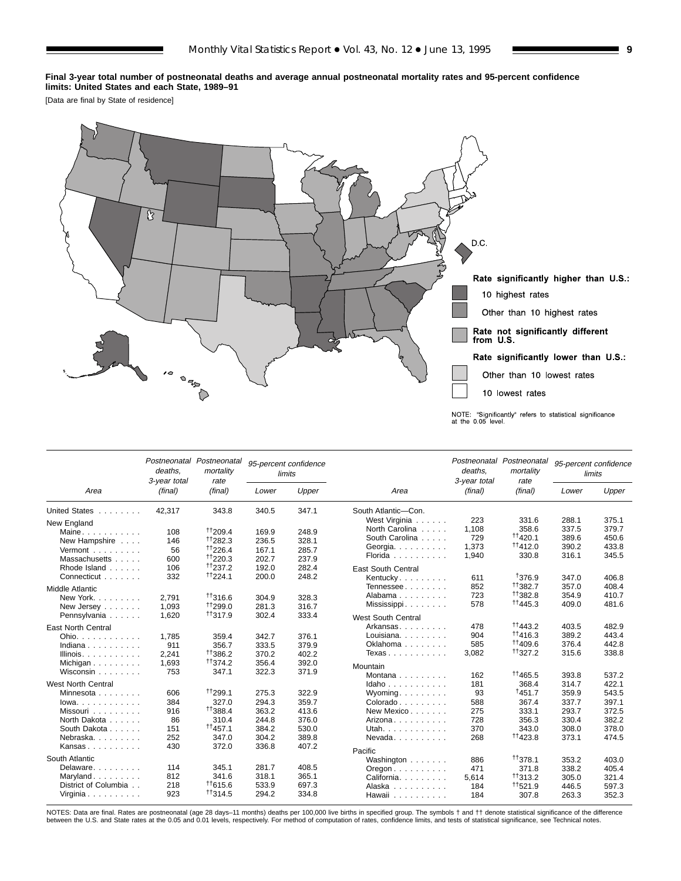**Final 3-year total number of postneonatal deaths and average annual postneonatal mortality rates and 95-percent confidence limits: United States and each State, 1989–91**

[Data are final by State of residence]

Rate significantly higher than U.S.:

10 highest rates

Other than 10 highest rates

Rate not significantly different from U.S.

Rate significantly lower than U.S.:

Other than 10 lowest rates

10 lowest rates

NOTE: "Significantly" refers to statistical significance at the 0.05 level.

| Area | Postneonatal deaths, 3-year total (final) | Postneonatal mortality rate (final) | 95-percent confidence limits | |
|---|---|---|---|---|
| | | | Lower | Upper |
| United States | 42,317 | 343.8 | 340.5 | 347.1 |
| New England | | | | |
| Maine | 108 | ††209.4 | 169.9 | 248.9 |
| New Hampshire | 146 | ††282.3 | 236.5 | 328.1 |
| Vermont | 56 | ††226.4 | 167.1 | 285.7 |
| Massachusetts | 600 | ††220.3 | 202.7 | 237.9 |
| Rhode Island | 106 | ††237.2 | 192.0 | 282.4 |
| Connecticut | 332 | ††224.1 | 200.0 | 248.2 |
| Middle Atlantic | | | | |
| New York | 2,791 | ††316.6 | 304.9 | 328.3 |
| New Jersey | 1,093 | ††299.0 | 281.3 | 316.7 |
| Pennsylvania | 1,620 | ††317.9 | 302.4 | 333.4 |
| East North Central | | | | |
| Ohio | 1,785 | 359.4 | 342.7 | 376.1 |
| Indiana | 911 | 356.7 | 333.5 | 379.9 |
| Illinois | 2,241 | ††386.2 | 370.2 | 402.2 |
| Michigan | 1,693 | ††374.2 | 356.4 | 392.0 |
| Wisconsin | 753 | 347.1 | 322.3 | 371.9 |
| West North Central | | | | |
| Minnesota | 606 | ††299.1 | 275.3 | 322.9 |
| Iowa | 384 | 327.0 | 294.3 | 359.7 |
| Missouri | 916 | ††388.4 | 363.2 | 413.6 |
| North Dakota | 86 | 310.4 | 244.8 | 376.0 |
| South Dakota | 151 | ††457.1 | 384.2 | 530.0 |
| Nebraska | 252 | 347.0 | 304.2 | 389.8 |
| Kansas | 430 | 372.0 | 336.8 | 407.2 |
| South Atlantic | | | | |
| Delaware | 114 | 345.1 | 281.7 | 408.5 |
| Maryland | 812 | 341.6 | 318.1 | 365.1 |
| District of Columbia | 218 | ††615.6 | 533.9 | 697.3 |
| Virginia | 923 | ††314.5 | 294.2 | 334.8 |
| South Atlantic—Con. | | | | |
| West Virginia | 223 | 331.6 | 288.1 | 375.1 |
| North Carolina | 1,108 | 358.6 | 337.5 | 379.7 |
| South Carolina | 729 | ††420.1 | 389.6 | 450.6 |
| Georgia | 1,373 | ††412.0 | 390.2 | 433.8 |
| Florida | 1,940 | 330.8 | 316.1 | 345.5 |
| East South Central | | | | |
| Kentucky | 611 | †376.9 | 347.0 | 406.8 |
| Tennessee | 852 | ††382.7 | 357.0 | 408.4 |
| Alabama | 723 | ††382.8 | 354.9 | 410.7 |
| Mississippi | 578 | ††445.3 | 409.0 | 481.6 |
| West South Central | | | | |
| Arkansas | 478 | ††443.2 | 403.5 | 482.9 |
| Louisiana | 904 | ††416.3 | 389.2 | 443.4 |
| Oklahoma | 585 | ††409.6 | 376.4 | 442.8 |
| Texas | 3,082 | ††327.2 | 315.6 | 338.8 |
| Mountain | | | | |
| Montana | 162 | ††465.5 | 393.8 | 537.2 |
| Idaho | 181 | 368.4 | 314.7 | 422.1 |
| Wyoming | 93 | †451.7 | 359.9 | 543.5 |
| Colorado | 588 | 367.4 | 337.7 | 397.1 |
| New Mexico | 275 | 333.1 | 293.7 | 372.5 |
| Arizona | 728 | 356.3 | 330.4 | 382.2 |
| Utah | 370 | 343.0 | 308.0 | 378.0 |
| Nevada | 268 | ††423.8 | 373.1 | 474.5 |
| Pacific | | | | |
| Washington | 886 | ††378.1 | 353.2 | 403.0 |
| Oregon | 471 | 371.8 | 338.2 | 405.4 |
| California | 5,614 | ††313.2 | 305.0 | 321.4 |
| Alaska | 184 | ††521.9 | 446.5 | 597.3 |
| Hawaii | 184 | 307.8 | 263.3 | 352.3 |

NOTES: Data are final. Rates are postneonatal (age 28 days–11 months) deaths per 100,000 live births in specified group. The symbols † and †† denote statistical significance of the difference between the U.S. and State rates at the 0.05 and 0.01 levels, respectively. For method of computation of rates, confidence limits, and tests of statistical significance, see Technical notes.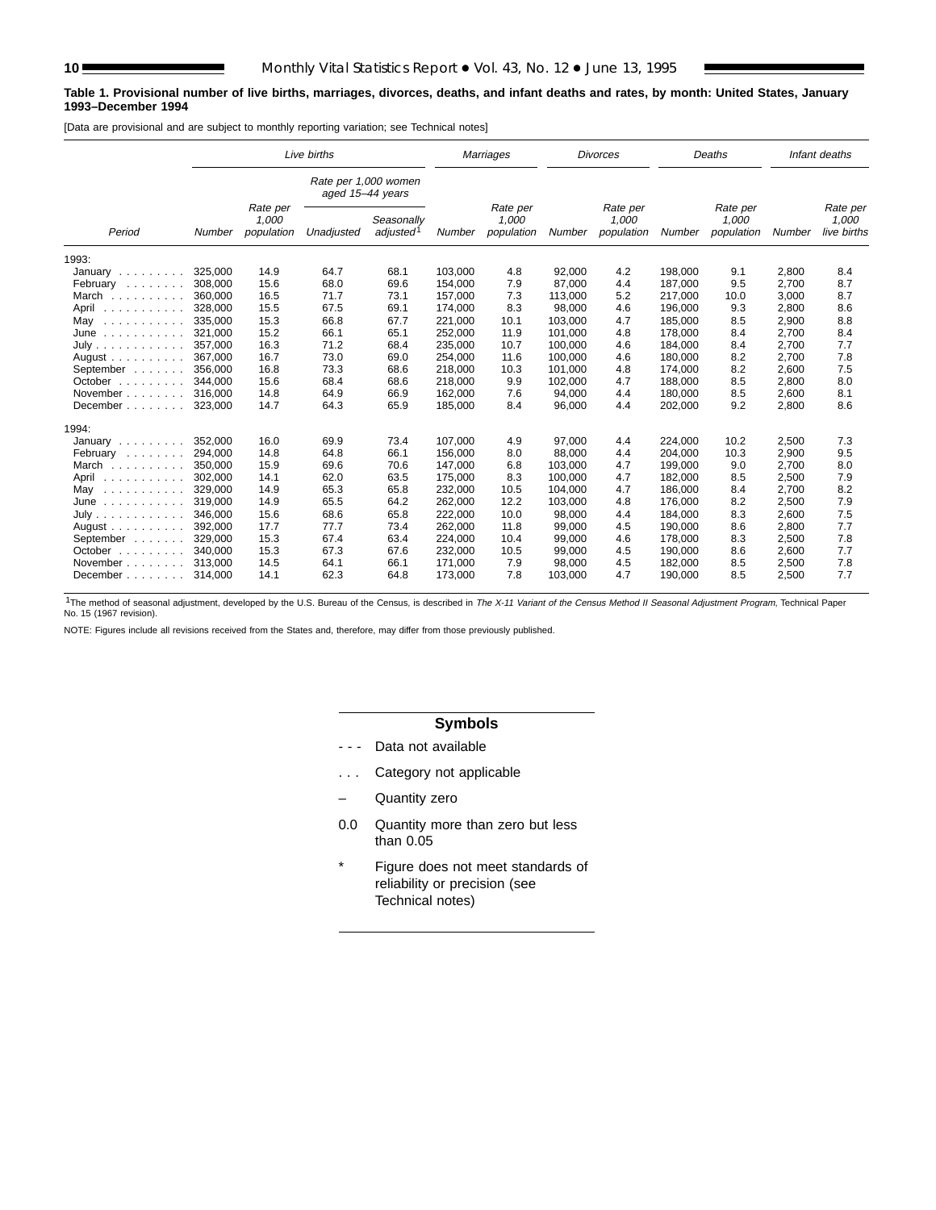**Table 1. Provisional number of live births, marriages, divorces, deaths, and infant deaths and rates, by month: United States, January 1993–December 1994**

[Data are provisional and are subject to monthly reporting variation; see Technical notes]

| Period | Live births | | | | Marriages | | Divorces | | Deaths | | Infant deaths | |
|---|---|---|---|---|---|---|---|---|---|---|---|---|
| | | | Rate per 1,000 women aged 15–44 years | | | | | | | | | |
| | *Number* | *Rate per 1,000 population* | *Unadjusted* | *Seasonally adjusted*[1] | *Number* | *Rate per 1,000 population* | *Number* | *Rate per 1,000 population* | *Number* | *Rate per 1,000 population* | *Number* | *Rate per 1,000 live births* |
| 1993: | | | | | | | | | | | | |
| January | 325,000 | 14.9 | 64.7 | 68.1 | 103,000 | 4.8 | 92,000 | 4.2 | 198,000 | 9.1 | 2,800 | 8.4 |
| February | 308,000 | 15.6 | 68.0 | 69.6 | 154,000 | 7.9 | 87,000 | 4.4 | 187,000 | 9.5 | 2,700 | 8.7 |
| March | 360,000 | 16.5 | 71.7 | 73.1 | 157,000 | 7.3 | 113,000 | 5.2 | 217,000 | 10.0 | 3,000 | 8.7 |
| April | 328,000 | 15.5 | 67.5 | 69.1 | 174,000 | 8.3 | 98,000 | 4.6 | 196,000 | 9.3 | 2,800 | 8.6 |
| May | 335,000 | 15.3 | 66.8 | 67.7 | 221,000 | 10.1 | 103,000 | 4.7 | 185,000 | 8.5 | 2,900 | 8.8 |
| June | 321,000 | 15.2 | 66.1 | 65.1 | 252,000 | 11.9 | 101,000 | 4.8 | 178,000 | 8.4 | 2,700 | 8.4 |
| July | 357,000 | 16.3 | 71.2 | 68.4 | 235,000 | 10.7 | 100,000 | 4.6 | 184,000 | 8.4 | 2,700 | 7.7 |
| August | 367,000 | 16.7 | 73.0 | 69.0 | 254,000 | 11.6 | 100,000 | 4.6 | 180,000 | 8.2 | 2,700 | 7.8 |
| September | 356,000 | 16.8 | 73.3 | 68.6 | 218,000 | 10.3 | 101,000 | 4.8 | 174,000 | 8.2 | 2,600 | 7.5 |
| October | 344,000 | 15.6 | 68.4 | 68.6 | 218,000 | 9.9 | 102,000 | 4.7 | 188,000 | 8.5 | 2,800 | 8.0 |
| November | 316,000 | 14.8 | 64.9 | 66.9 | 162,000 | 7.6 | 94,000 | 4.4 | 180,000 | 8.5 | 2,600 | 8.1 |
| December | 323,000 | 14.7 | 64.3 | 65.9 | 185,000 | 8.4 | 96,000 | 4.4 | 202,000 | 9.2 | 2,800 | 8.6 |
| 1994: | | | | | | | | | | | | |
| January | 352,000 | 16.0 | 69.9 | 73.4 | 107,000 | 4.9 | 97,000 | 4.4 | 224,000 | 10.2 | 2,500 | 7.3 |
| February | 294,000 | 14.8 | 64.8 | 66.1 | 156,000 | 8.0 | 88,000 | 4.4 | 204,000 | 10.3 | 2,900 | 9.5 |
| March | 350,000 | 15.9 | 69.6 | 70.6 | 147,000 | 6.8 | 103,000 | 4.7 | 199,000 | 9.0 | 2,700 | 8.0 |
| April | 302,000 | 14.1 | 62.0 | 63.5 | 175,000 | 8.3 | 100,000 | 4.7 | 182,000 | 8.5 | 2,500 | 7.9 |
| May | 329,000 | 14.9 | 65.3 | 65.8 | 232,000 | 10.5 | 104,000 | 4.7 | 186,000 | 8.4 | 2,700 | 8.2 |
| June | 319,000 | 14.9 | 65.5 | 64.2 | 262,000 | 12.2 | 103,000 | 4.8 | 176,000 | 8.2 | 2,500 | 7.9 |
| July | 346,000 | 15.6 | 68.6 | 65.8 | 222,000 | 10.0 | 98,000 | 4.4 | 184,000 | 8.3 | 2,600 | 7.5 |
| August | 392,000 | 17.7 | 77.7 | 73.4 | 262,000 | 11.8 | 99,000 | 4.5 | 190,000 | 8.6 | 2,800 | 7.7 |
| September | 329,000 | 15.3 | 67.4 | 63.4 | 224,000 | 10.4 | 99,000 | 4.6 | 178,000 | 8.3 | 2,500 | 7.8 |
| October | 340,000 | 15.3 | 67.3 | 67.6 | 232,000 | 10.5 | 99,000 | 4.5 | 190,000 | 8.6 | 2,600 | 7.7 |
| November | 313,000 | 14.5 | 64.1 | 66.1 | 171,000 | 7.9 | 98,000 | 4.5 | 182,000 | 8.5 | 2,500 | 7.8 |
| December | 314,000 | 14.1 | 62.3 | 64.8 | 173,000 | 7.8 | 103,000 | 4.7 | 190,000 | 8.5 | 2,500 | 7.7 |

[1]The method of seasonal adjustment, developed by the U.S. Bureau of the Census, is described in *The X-11 Variant of the Census Method II Seasonal Adjustment Program*, Technical Paper No. 15 (1967 revision).

NOTE: Figures include all revisions received from the States and, therefore, may differ from those previously published.

**Symbols**

- - - Data not available

. . . Category not applicable

– Quantity zero

0.0 Quantity more than zero but less than 0.05

\* Figure does not meet standards of reliability or precision (see Technical notes)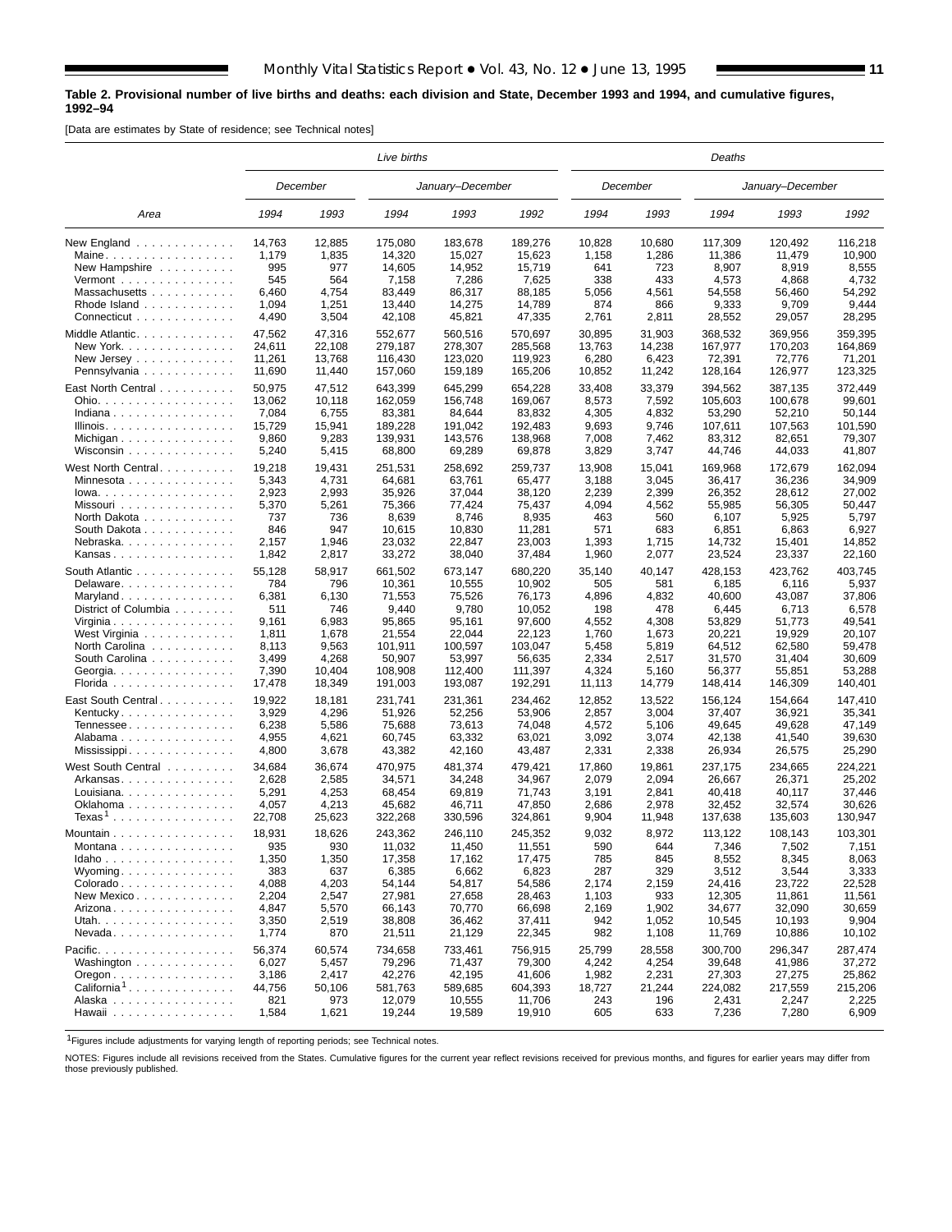**Table 2. Provisional number of live births and deaths: each division and State, December 1993 and 1994, and cumulative figures, 1992–94**

[Data are estimates by State of residence; see Technical notes]

| Area | Live births | | | | | Deaths | | | | |
|---|---|---|---|---|---|---|---|---|---|---|
| | December | | January–December | | | December | | January–December | | |
| | 1994 | 1993 | 1994 | 1993 | 1992 | 1994 | 1993 | 1994 | 1993 | 1992 |
| New England | 14,763 | 12,885 | 175,080 | 183,678 | 189,276 | 10,828 | 10,680 | 117,309 | 120,492 | 116,218 |
| Maine | 1,179 | 1,835 | 14,320 | 15,027 | 15,623 | 1,158 | 1,286 | 11,386 | 11,479 | 10,900 |
| New Hampshire | 995 | 977 | 14,605 | 14,952 | 15,719 | 641 | 723 | 8,907 | 8,919 | 8,555 |
| Vermont | 545 | 564 | 7,158 | 7,286 | 7,625 | 338 | 433 | 4,573 | 4,868 | 4,732 |
| Massachusetts | 6,460 | 4,754 | 83,449 | 86,317 | 88,185 | 5,056 | 4,561 | 54,558 | 56,460 | 54,292 |
| Rhode Island | 1,094 | 1,251 | 13,440 | 14,275 | 14,789 | 874 | 866 | 9,333 | 9,709 | 9,444 |
| Connecticut | 4,490 | 3,504 | 42,108 | 45,821 | 47,335 | 2,761 | 2,811 | 28,552 | 29,057 | 28,295 |
| Middle Atlantic | 47,562 | 47,316 | 552,677 | 560,516 | 570,697 | 30,895 | 31,903 | 368,532 | 369,956 | 359,395 |
| New York | 24,611 | 22,108 | 279,187 | 278,307 | 285,568 | 13,763 | 14,238 | 167,977 | 170,203 | 164,869 |
| New Jersey | 11,261 | 13,768 | 116,430 | 123,020 | 119,923 | 6,280 | 6,423 | 72,391 | 72,776 | 71,201 |
| Pennsylvania | 11,690 | 11,440 | 157,060 | 159,189 | 165,206 | 10,852 | 11,242 | 128,164 | 126,977 | 123,325 |
| East North Central | 50,975 | 47,512 | 643,399 | 645,299 | 654,228 | 33,408 | 33,379 | 394,562 | 387,135 | 372,449 |
| Ohio | 13,062 | 10,118 | 162,059 | 156,748 | 169,067 | 8,573 | 7,592 | 105,603 | 100,678 | 99,601 |
| Indiana | 7,084 | 6,755 | 83,381 | 84,644 | 83,832 | 4,305 | 4,832 | 53,290 | 52,210 | 50,144 |
| Illinois | 15,729 | 15,941 | 189,228 | 191,042 | 192,483 | 9,693 | 9,746 | 107,611 | 107,563 | 101,590 |
| Michigan | 9,860 | 9,283 | 139,931 | 143,576 | 138,968 | 7,008 | 7,462 | 83,312 | 82,651 | 79,307 |
| Wisconsin | 5,240 | 5,415 | 68,800 | 69,289 | 69,878 | 3,829 | 3,747 | 44,746 | 44,033 | 41,807 |
| West North Central | 19,218 | 19,431 | 251,531 | 258,692 | 259,737 | 13,908 | 15,041 | 169,968 | 172,679 | 162,094 |
| Minnesota | 5,343 | 4,731 | 64,681 | 63,761 | 65,477 | 3,188 | 3,045 | 36,417 | 36,236 | 34,909 |
| Iowa | 2,923 | 2,993 | 35,926 | 37,044 | 38,120 | 2,239 | 2,399 | 26,352 | 28,612 | 27,002 |
| Missouri | 5,370 | 5,261 | 75,366 | 77,424 | 75,437 | 4,094 | 4,562 | 55,985 | 56,305 | 50,447 |
| North Dakota | 737 | 736 | 8,639 | 8,746 | 8,935 | 463 | 560 | 6,107 | 5,925 | 5,797 |
| South Dakota | 846 | 947 | 10,615 | 10,830 | 11,281 | 571 | 683 | 6,851 | 6,863 | 6,927 |
| Nebraska | 2,157 | 1,946 | 23,032 | 22,847 | 23,003 | 1,393 | 1,715 | 14,732 | 15,401 | 14,852 |
| Kansas | 1,842 | 2,817 | 33,272 | 38,040 | 37,484 | 1,960 | 2,077 | 23,524 | 23,337 | 22,160 |
| South Atlantic | 55,128 | 58,917 | 661,502 | 673,147 | 680,220 | 35,140 | 40,147 | 428,153 | 423,762 | 403,745 |
| Delaware | 784 | 796 | 10,361 | 10,555 | 10,902 | 505 | 581 | 6,185 | 6,116 | 5,937 |
| Maryland | 6,381 | 6,130 | 71,553 | 75,526 | 76,173 | 4,896 | 4,832 | 40,600 | 43,087 | 37,806 |
| District of Columbia | 511 | 746 | 9,440 | 9,780 | 10,052 | 198 | 478 | 6,445 | 6,713 | 6,578 |
| Virginia | 9,161 | 6,983 | 95,865 | 95,161 | 97,600 | 4,552 | 4,308 | 53,829 | 51,773 | 49,541 |
| West Virginia | 1,811 | 1,678 | 21,554 | 22,044 | 22,123 | 1,760 | 1,673 | 20,221 | 19,929 | 20,107 |
| North Carolina | 8,113 | 9,563 | 101,911 | 100,597 | 103,047 | 5,458 | 5,819 | 64,512 | 62,580 | 59,478 |
| South Carolina | 3,499 | 4,268 | 50,907 | 53,997 | 56,635 | 2,334 | 2,517 | 31,570 | 31,404 | 30,609 |
| Georgia | 7,390 | 10,404 | 108,908 | 112,400 | 111,397 | 4,324 | 5,160 | 56,377 | 55,851 | 53,288 |
| Florida | 17,478 | 18,349 | 191,003 | 193,087 | 192,291 | 11,113 | 14,779 | 148,414 | 146,309 | 140,401 |
| East South Central | 19,922 | 18,181 | 231,741 | 231,361 | 234,462 | 12,852 | 13,522 | 156,124 | 154,664 | 147,410 |
| Kentucky | 3,929 | 4,296 | 51,926 | 52,256 | 53,906 | 2,857 | 3,004 | 37,407 | 36,921 | 35,341 |
| Tennessee | 6,238 | 5,586 | 75,688 | 73,613 | 74,048 | 4,572 | 5,106 | 49,645 | 49,628 | 47,149 |
| Alabama | 4,955 | 4,621 | 60,745 | 63,332 | 63,021 | 3,092 | 3,074 | 42,138 | 41,540 | 39,630 |
| Mississippi | 4,800 | 3,678 | 43,382 | 42,160 | 43,487 | 2,331 | 2,338 | 26,934 | 26,575 | 25,290 |
| West South Central | 34,684 | 36,674 | 470,975 | 481,374 | 479,421 | 17,860 | 19,861 | 237,175 | 234,665 | 224,221 |
| Arkansas | 2,628 | 2,585 | 34,571 | 34,248 | 34,967 | 2,079 | 2,094 | 26,667 | 26,371 | 25,202 |
| Louisiana | 5,291 | 4,253 | 68,454 | 69,819 | 71,743 | 3,191 | 2,841 | 40,418 | 40,117 | 37,446 |
| Oklahoma | 4,057 | 4,213 | 45,682 | 46,711 | 47,850 | 2,686 | 2,978 | 32,452 | 32,574 | 30,626 |
| Texas[1] | 22,708 | 25,623 | 322,268 | 330,596 | 324,861 | 9,904 | 11,948 | 137,638 | 135,603 | 130,947 |
| Mountain | 18,931 | 18,626 | 243,362 | 246,110 | 245,352 | 9,032 | 8,972 | 113,122 | 108,143 | 103,301 |
| Montana | 935 | 930 | 11,032 | 11,450 | 11,551 | 590 | 644 | 7,346 | 7,502 | 7,151 |
| Idaho | 1,350 | 1,350 | 17,358 | 17,162 | 17,475 | 785 | 845 | 8,552 | 8,345 | 8,063 |
| Wyoming | 383 | 637 | 6,385 | 6,662 | 6,823 | 287 | 329 | 3,512 | 3,544 | 3,333 |
| Colorado | 4,088 | 4,203 | 54,144 | 54,817 | 54,586 | 2,174 | 2,159 | 24,416 | 23,722 | 22,528 |
| New Mexico | 2,204 | 2,547 | 27,981 | 27,658 | 28,463 | 1,103 | 933 | 12,305 | 11,861 | 11,561 |
| Arizona | 4,847 | 5,570 | 66,143 | 70,770 | 66,698 | 2,169 | 1,902 | 34,677 | 32,090 | 30,659 |
| Utah | 3,350 | 2,519 | 38,808 | 36,462 | 37,411 | 942 | 1,052 | 10,545 | 10,193 | 9,904 |
| Nevada | 1,774 | 870 | 21,511 | 21,129 | 22,345 | 982 | 1,108 | 11,769 | 10,886 | 10,102 |
| Pacific | 56,374 | 60,574 | 734,658 | 733,461 | 756,915 | 25,799 | 28,558 | 300,700 | 296,347 | 287,474 |
| Washington | 6,027 | 5,457 | 79,296 | 71,437 | 79,300 | 4,242 | 4,254 | 39,648 | 41,986 | 37,272 |
| Oregon | 3,186 | 2,417 | 42,276 | 42,195 | 41,606 | 1,982 | 2,231 | 27,303 | 27,275 | 25,862 |
| California[1] | 44,756 | 50,106 | 581,763 | 589,685 | 604,393 | 18,727 | 21,244 | 224,082 | 217,559 | 215,206 |
| Alaska | 821 | 973 | 12,079 | 10,555 | 11,706 | 243 | 196 | 2,431 | 2,247 | 2,225 |
| Hawaii | 1,584 | 1,621 | 19,244 | 19,589 | 19,910 | 605 | 633 | 7,236 | 7,280 | 6,909 |

[1]Figures include adjustments for varying length of reporting periods; see Technical notes.

NOTES: Figures include all revisions received from the States. Cumulative figures for the current year reflect revisions received for previous months, and figures for earlier years may differ from those previously published.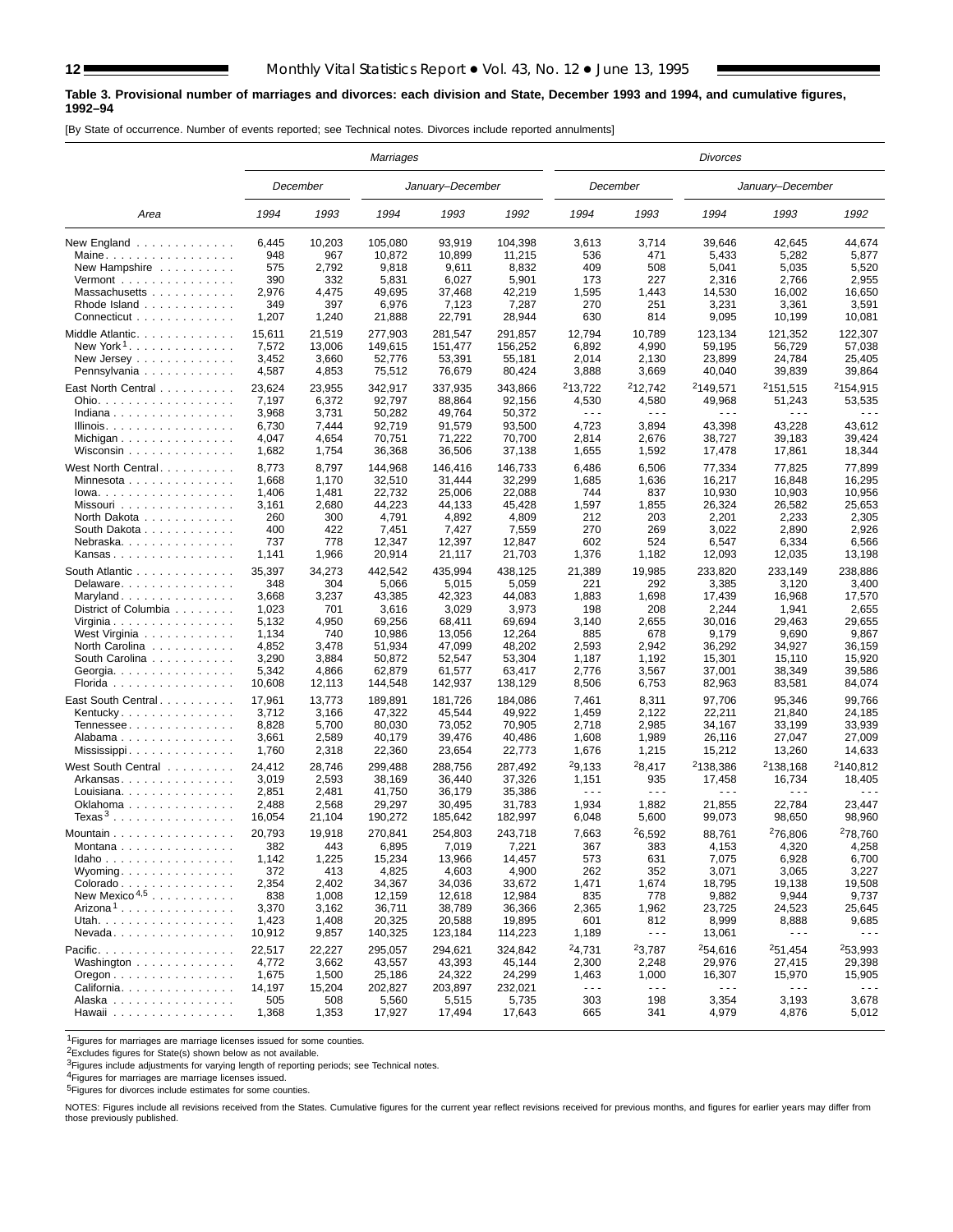**Table 3. Provisional number of marriages and divorces: each division and State, December 1993 and 1994, and cumulative figures, 1992–94**

[By State of occurrence. Number of events reported; see Technical notes. Divorces include reported annulments]

| Area | Marriages | | | | | Divorces | | | | |
|---|---|---|---|---|---|---|---|---|---|---|
| | December | | January–December | | | December | | January–December | | |
| | 1994 | 1993 | 1994 | 1993 | 1992 | 1994 | 1993 | 1994 | 1993 | 1992 |
| New England | 6,445 | 10,203 | 105,080 | 93,919 | 104,398 | 3,613 | 3,714 | 39,646 | 42,645 | 44,674 |
| Maine | 948 | 967 | 10,872 | 10,899 | 11,215 | 536 | 471 | 5,433 | 5,282 | 5,877 |
| New Hampshire | 575 | 2,792 | 9,818 | 9,611 | 8,832 | 409 | 508 | 5,041 | 5,035 | 5,520 |
| Vermont | 390 | 332 | 5,831 | 6,027 | 5,901 | 173 | 227 | 2,316 | 2,766 | 2,955 |
| Massachusetts | 2,976 | 4,475 | 49,695 | 37,468 | 42,219 | 1,595 | 1,443 | 14,530 | 16,002 | 16,650 |
| Rhode Island | 349 | 397 | 6,976 | 7,123 | 7,287 | 270 | 251 | 3,231 | 3,361 | 3,591 |
| Connecticut | 1,207 | 1,240 | 21,888 | 22,791 | 28,944 | 630 | 814 | 9,095 | 10,199 | 10,081 |
| Middle Atlantic | 15,611 | 21,519 | 277,903 | 281,547 | 291,857 | 12,794 | 10,789 | 123,134 | 121,352 | 122,307 |
| New York[1] | 7,572 | 13,006 | 149,615 | 151,477 | 156,252 | 6,892 | 4,990 | 59,195 | 56,729 | 57,038 |
| New Jersey | 3,452 | 3,660 | 52,776 | 53,391 | 55,181 | 2,014 | 2,130 | 23,899 | 24,784 | 25,405 |
| Pennsylvania | 4,587 | 4,853 | 75,512 | 76,679 | 80,424 | 3,888 | 3,669 | 40,040 | 39,839 | 39,864 |
| East North Central | 23,624 | 23,955 | 342,917 | 337,935 | 343,866 | [2]13,722 | [2]12,742 | [2]149,571 | [2]151,515 | [2]154,915 |
| Ohio | 7,197 | 6,372 | 92,797 | 88,864 | 92,156 | 4,530 | 4,580 | 49,968 | 51,243 | 53,535 |
| Indiana | 3,968 | 3,731 | 50,282 | 49,764 | 50,372 | - - - | - - - | - - - | - - - | - - - |
| Illinois | 6,730 | 7,444 | 92,719 | 91,579 | 93,500 | 4,723 | 3,894 | 43,398 | 43,228 | 43,612 |
| Michigan | 4,047 | 4,654 | 70,751 | 71,222 | 70,700 | 2,814 | 2,676 | 38,727 | 39,183 | 39,424 |
| Wisconsin | 1,682 | 1,754 | 36,368 | 36,506 | 37,138 | 1,655 | 1,592 | 17,478 | 17,861 | 18,344 |
| West North Central | 8,773 | 8,797 | 144,968 | 146,416 | 146,733 | 6,486 | 6,506 | 77,334 | 77,825 | 77,899 |
| Minnesota | 1,668 | 1,170 | 32,510 | 31,444 | 32,299 | 1,685 | 1,636 | 16,217 | 16,848 | 16,295 |
| Iowa | 1,406 | 1,481 | 22,732 | 25,006 | 22,088 | 744 | 837 | 10,930 | 10,903 | 10,956 |
| Missouri | 3,161 | 2,680 | 44,223 | 44,133 | 45,428 | 1,597 | 1,855 | 26,324 | 26,582 | 25,653 |
| North Dakota | 260 | 300 | 4,791 | 4,892 | 4,809 | 212 | 203 | 2,201 | 2,233 | 2,305 |
| South Dakota | 400 | 422 | 7,451 | 7,427 | 7,559 | 270 | 269 | 3,022 | 2,890 | 2,926 |
| Nebraska | 737 | 778 | 12,347 | 12,397 | 12,847 | 602 | 524 | 6,547 | 6,334 | 6,566 |
| Kansas | 1,141 | 1,966 | 20,914 | 21,117 | 21,703 | 1,376 | 1,182 | 12,093 | 12,035 | 13,198 |
| South Atlantic | 35,397 | 34,273 | 442,542 | 435,994 | 438,125 | 21,389 | 19,985 | 233,820 | 233,149 | 238,886 |
| Delaware | 348 | 304 | 5,066 | 5,015 | 5,059 | 221 | 292 | 3,385 | 3,120 | 3,400 |
| Maryland | 3,668 | 3,237 | 43,385 | 42,323 | 44,083 | 1,883 | 1,698 | 17,439 | 16,968 | 17,570 |
| District of Columbia | 1,023 | 701 | 3,616 | 3,029 | 3,973 | 198 | 208 | 2,244 | 1,941 | 2,655 |
| Virginia | 5,132 | 4,950 | 69,256 | 68,411 | 69,694 | 3,140 | 2,655 | 30,016 | 29,463 | 29,655 |
| West Virginia | 1,134 | 740 | 10,986 | 13,056 | 12,264 | 885 | 678 | 9,179 | 9,690 | 9,867 |
| North Carolina | 4,852 | 3,478 | 51,934 | 47,099 | 48,202 | 2,593 | 2,942 | 36,292 | 34,927 | 36,159 |
| South Carolina | 3,290 | 3,884 | 50,872 | 52,547 | 53,304 | 1,187 | 1,192 | 15,301 | 15,110 | 15,920 |
| Georgia | 5,342 | 4,866 | 62,879 | 61,577 | 63,417 | 2,776 | 3,567 | 37,001 | 38,349 | 39,586 |
| Florida | 10,608 | 12,113 | 144,548 | 142,937 | 138,129 | 8,506 | 6,753 | 82,963 | 83,581 | 84,074 |
| East South Central | 17,961 | 13,773 | 189,891 | 181,726 | 184,086 | 7,461 | 8,311 | 97,706 | 95,346 | 99,766 |
| Kentucky | 3,712 | 3,166 | 47,322 | 45,544 | 49,922 | 1,459 | 2,122 | 22,211 | 21,840 | 24,185 |
| Tennessee | 8,828 | 5,700 | 80,030 | 73,052 | 70,905 | 2,718 | 2,985 | 34,167 | 33,199 | 33,939 |
| Alabama | 3,661 | 2,589 | 40,179 | 39,476 | 40,486 | 1,608 | 1,989 | 26,116 | 27,047 | 27,009 |
| Mississippi | 1,760 | 2,318 | 22,360 | 23,654 | 22,773 | 1,676 | 1,215 | 15,212 | 13,260 | 14,633 |
| West South Central | 24,412 | 28,746 | 299,488 | 288,756 | 287,492 | [2]9,133 | [2]8,417 | [2]138,386 | [2]138,168 | [2]140,812 |
| Arkansas | 3,019 | 2,593 | 38,169 | 36,440 | 37,326 | 1,151 | 935 | 17,458 | 16,734 | 18,405 |
| Louisiana | 2,851 | 2,481 | 41,750 | 36,179 | 35,386 | - - - | - - - | - - - | - - - | - - - |
| Oklahoma | 2,488 | 2,568 | 29,297 | 30,495 | 31,783 | 1,934 | 1,882 | 21,855 | 22,784 | 23,447 |
| Texas[3] | 16,054 | 21,104 | 190,272 | 185,642 | 182,997 | 6,048 | 5,600 | 99,073 | 98,650 | 98,960 |
| Mountain | 20,793 | 19,918 | 270,841 | 254,803 | 243,718 | 7,663 | [2]6,592 | 88,761 | [2]76,806 | [2]78,760 |
| Montana | 382 | 443 | 6,895 | 7,019 | 7,221 | 367 | 383 | 4,153 | 4,320 | 4,258 |
| Idaho | 1,142 | 1,225 | 15,234 | 13,966 | 14,457 | 573 | 631 | 7,075 | 6,928 | 6,700 |
| Wyoming | 372 | 413 | 4,825 | 4,603 | 4,900 | 262 | 352 | 3,071 | 3,065 | 3,227 |
| Colorado | 2,354 | 2,402 | 34,367 | 34,036 | 33,672 | 1,471 | 1,674 | 18,795 | 19,138 | 19,508 |
| New Mexico[4,5] | 838 | 1,008 | 12,159 | 12,618 | 12,984 | 835 | 778 | 9,882 | 9,944 | 9,737 |
| Arizona[1] | 3,370 | 3,162 | 36,711 | 38,789 | 36,366 | 2,365 | 1,962 | 23,725 | 24,523 | 25,645 |
| Utah | 1,423 | 1,408 | 20,325 | 20,588 | 19,895 | 601 | 812 | 8,999 | 8,888 | 9,685 |
| Nevada | 10,912 | 9,857 | 140,325 | 123,184 | 114,223 | 1,189 | - - - | 13,061 | - - - | - - - |
| Pacific | 22,517 | 22,227 | 295,057 | 294,621 | 324,842 | [2]4,731 | [2]3,787 | [2]54,616 | [2]51,454 | [2]53,993 |
| Washington | 4,772 | 3,662 | 43,557 | 43,393 | 45,144 | 2,300 | 2,248 | 29,976 | 27,415 | 29,398 |
| Oregon | 1,675 | 1,500 | 25,186 | 24,322 | 24,299 | 1,463 | 1,000 | 16,307 | 15,970 | 15,905 |
| California | 14,197 | 15,204 | 202,827 | 203,897 | 232,021 | - - - | - - - | - - - | - - - | - - - |
| Alaska | 505 | 508 | 5,560 | 5,515 | 5,735 | 303 | 198 | 3,354 | 3,193 | 3,678 |
| Hawaii | 1,368 | 1,353 | 17,927 | 17,494 | 17,643 | 665 | 341 | 4,979 | 4,876 | 5,012 |

[1]Figures for marriages are marriage licenses issued for some counties.

[2]Excludes figures for State(s) shown below as not available.

[3]Figures include adjustments for varying length of reporting periods; see Technical notes.

[4]Figures for marriages are marriage licenses issued.

[5]Figures for divorces include estimates for some counties.

NOTES: Figures include all revisions received from the States. Cumulative figures for the current year reflect revisions received for previous months, and figures for earlier years may differ from those previously published.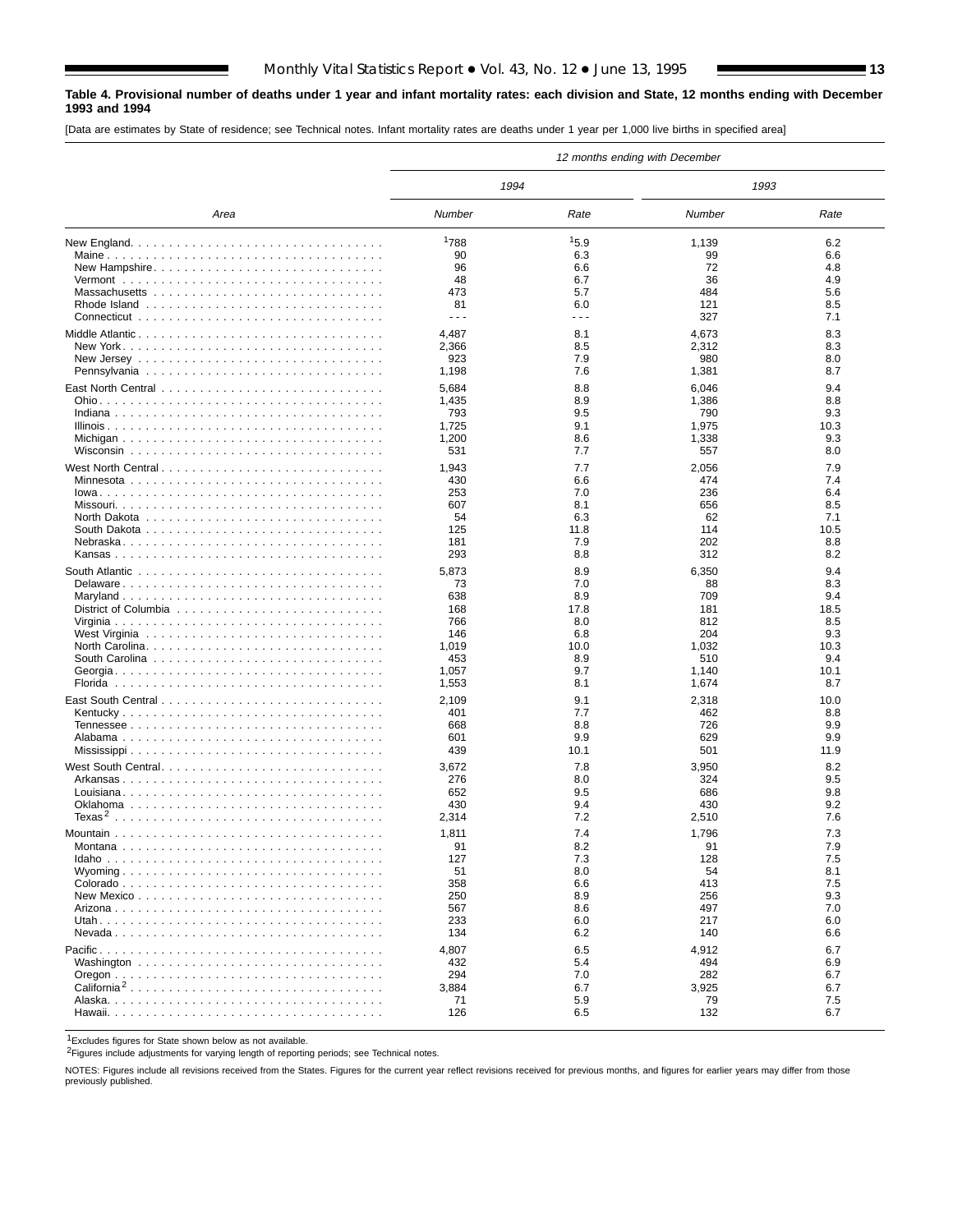**Table 4. Provisional number of deaths under 1 year and infant mortality rates: each division and State, 12 months ending with December 1993 and 1994**

[Data are estimates by State of residence; see Technical notes. Infant mortality rates are deaths under 1 year per 1,000 live births in specified area]

| Area | 12 months ending with December | | | |
|---|---|---|---|---|
| | 1994 | | 1993 | |
| | Number | Rate | Number | Rate |
| New England | [1]788 | [1]5.9 | 1,139 | 6.2 |
| Maine | 90 | 6.3 | 99 | 6.6 |
| New Hampshire | 96 | 6.6 | 72 | 4.8 |
| Vermont | 48 | 6.7 | 36 | 4.9 |
| Massachusetts | 473 | 5.7 | 484 | 5.6 |
| Rhode Island | 81 | 6.0 | 121 | 8.5 |
| Connecticut | - - - | - - - | 327 | 7.1 |
| Middle Atlantic | 4,487 | 8.1 | 4,673 | 8.3 |
| New York | 2,366 | 8.5 | 2,312 | 8.3 |
| New Jersey | 923 | 7.9 | 980 | 8.0 |
| Pennsylvania | 1,198 | 7.6 | 1,381 | 8.7 |
| East North Central | 5,684 | 8.8 | 6,046 | 9.4 |
| Ohio | 1,435 | 8.9 | 1,386 | 8.8 |
| Indiana | 793 | 9.5 | 790 | 9.3 |
| Illinois | 1,725 | 9.1 | 1,975 | 10.3 |
| Michigan | 1,200 | 8.6 | 1,338 | 9.3 |
| Wisconsin | 531 | 7.7 | 557 | 8.0 |
| West North Central | 1,943 | 7.7 | 2,056 | 7.9 |
| Minnesota | 430 | 6.6 | 474 | 7.4 |
| Iowa | 253 | 7.0 | 236 | 6.4 |
| Missouri | 607 | 8.1 | 656 | 8.5 |
| North Dakota | 54 | 6.3 | 62 | 7.1 |
| South Dakota | 125 | 11.8 | 114 | 10.5 |
| Nebraska | 181 | 7.9 | 202 | 8.8 |
| Kansas | 293 | 8.8 | 312 | 8.2 |
| South Atlantic | 5,873 | 8.9 | 6,350 | 9.4 |
| Delaware | 73 | 7.0 | 88 | 8.3 |
| Maryland | 638 | 8.9 | 709 | 9.4 |
| District of Columbia | 168 | 17.8 | 181 | 18.5 |
| Virginia | 766 | 8.0 | 812 | 8.5 |
| West Virginia | 146 | 6.8 | 204 | 9.3 |
| North Carolina | 1,019 | 10.0 | 1,032 | 10.3 |
| South Carolina | 453 | 8.9 | 510 | 9.4 |
| Georgia | 1,057 | 9.7 | 1,140 | 10.1 |
| Florida | 1,553 | 8.1 | 1,674 | 8.7 |
| East South Central | 2,109 | 9.1 | 2,318 | 10.0 |
| Kentucky | 401 | 7.7 | 462 | 8.8 |
| Tennessee | 668 | 8.8 | 726 | 9.9 |
| Alabama | 601 | 9.9 | 629 | 9.9 |
| Mississippi | 439 | 10.1 | 501 | 11.9 |
| West South Central | 3,672 | 7.8 | 3,950 | 8.2 |
| Arkansas | 276 | 8.0 | 324 | 9.5 |
| Louisiana | 652 | 9.5 | 686 | 9.8 |
| Oklahoma | 430 | 9.4 | 430 | 9.2 |
| Texas[2] | 2,314 | 7.2 | 2,510 | 7.6 |
| Mountain | 1,811 | 7.4 | 1,796 | 7.3 |
| Montana | 91 | 8.2 | 91 | 7.9 |
| Idaho | 127 | 7.3 | 128 | 7.5 |
| Wyoming | 51 | 8.0 | 54 | 8.1 |
| Colorado | 358 | 6.6 | 413 | 7.5 |
| New Mexico | 250 | 8.9 | 256 | 9.3 |
| Arizona | 567 | 8.6 | 497 | 7.0 |
| Utah | 233 | 6.0 | 217 | 6.0 |
| Nevada | 134 | 6.2 | 140 | 6.6 |
| Pacific | 4,807 | 6.5 | 4,912 | 6.7 |
| Washington | 432 | 5.4 | 494 | 6.9 |
| Oregon | 294 | 7.0 | 282 | 6.7 |
| California[2] | 3,884 | 6.7 | 3,925 | 6.7 |
| Alaska | 71 | 5.9 | 79 | 7.5 |
| Hawaii | 126 | 6.5 | 132 | 6.7 |

[1]Excludes figures for State shown below as not available.

[2]Figures include adjustments for varying length of reporting periods; see Technical notes.

NOTES: Figures include all revisions received from the States. Figures for the current year reflect revisions received for previous months, and figures for earlier years may differ from those previously published.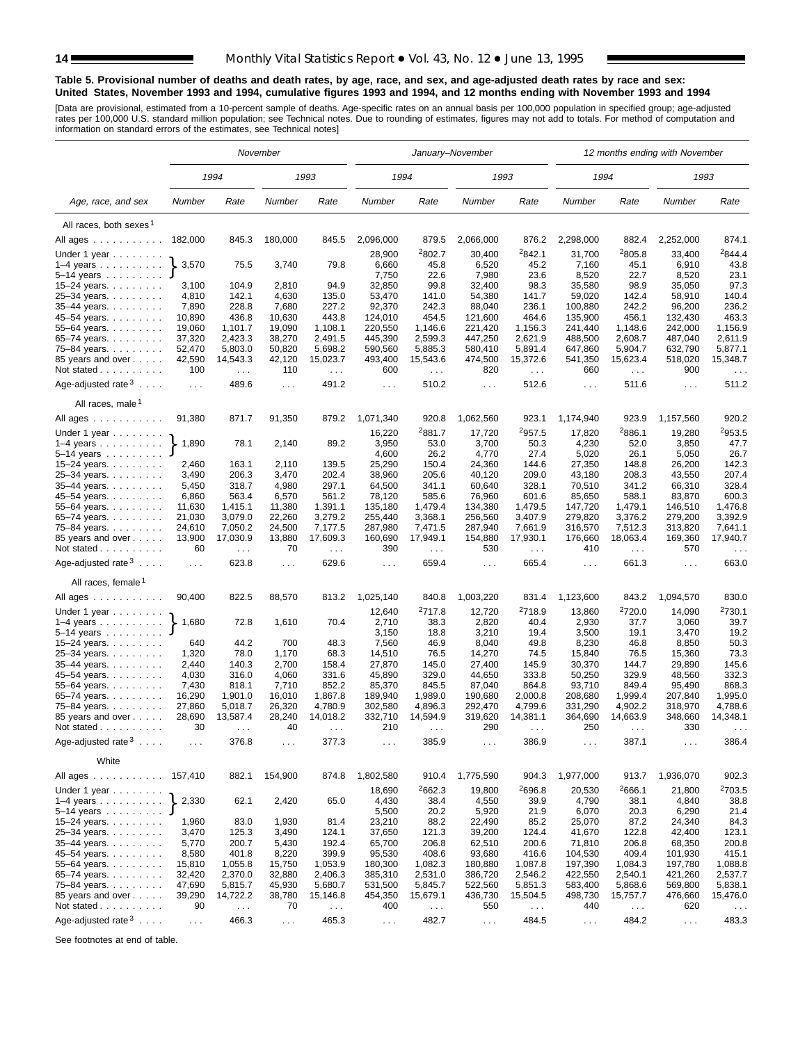**Table 5. Provisional number of deaths and death rates, by age, race, and sex, and age-adjusted death rates by race and sex: United States, November 1993 and 1994, cumulative figures 1993 and 1994, and 12 months ending with November 1993 and 1994**

[Data are provisional, estimated from a 10-percent sample of deaths. Age-specific rates on an annual basis per 100,000 population in specified group; age-adjusted rates per 100,000 U.S. standard million population; see Technical notes. Due to rounding of estimates, figures may not add to totals. For method of computation and information on standard errors of the estimates, see Technical notes]

| Age, race, and sex | *November* | | | | *January–November* | | | | *12 months ending with November* | | | |
|---|---|---|---|---|---|---|---|---|---|---|---|---|
| | *1994* | | *1993* | | *1994* | | *1993* | | *1994* | | *1993* | |
| | *Number* | *Rate* | *Number* | *Rate* | *Number* | *Rate* | *Number* | *Rate* | *Number* | *Rate* | *Number* | *Rate* |
| All races, both sexes[1] | | | | | | | | | | | | |
| All ages | 182,000 | 845.3 | 180,000 | 845.5 | 2,096,000 | 879.5 | 2,066,000 | 876.2 | 2,298,000 | 882.4 | 2,252,000 | 874.1 |
| Under 1 year | 3,570 | 75.5 | 3,740 | 79.8 | 28,900 | [2]802.7 | 30,400 | [2]842.1 | 31,700 | [2]805.8 | 33,400 | [2]844.4 |
| 1–4 years | | | | | 6,660 | 45.8 | 6,520 | 45.2 | 7,160 | 45.1 | 6,910 | 43.8 |
| 5–14 years | | | | | 7,750 | 22.6 | 7,980 | 23.6 | 8,520 | 22.7 | 8,520 | 23.1 |
| 15–24 years | 3,100 | 104.9 | 2,810 | 94.9 | 32,850 | 99.8 | 32,400 | 98.3 | 35,580 | 98.9 | 35,050 | 97.3 |
| 25–34 years | 4,810 | 142.1 | 4,630 | 135.0 | 53,470 | 141.0 | 54,380 | 141.7 | 59,020 | 142.4 | 58,910 | 140.4 |
| 35–44 years | 7,890 | 228.8 | 7,680 | 227.2 | 92,370 | 242.3 | 88,040 | 236.1 | 100,880 | 242.2 | 96,200 | 236.2 |
| 45–54 years | 10,890 | 436.8 | 10,630 | 443.8 | 124,010 | 454.5 | 121,600 | 464.6 | 135,900 | 456.1 | 132,430 | 463.3 |
| 55–64 years | 19,060 | 1,101.7 | 19,090 | 1,108.1 | 220,550 | 1,146.6 | 221,420 | 1,156.3 | 241,440 | 1,148.6 | 242,000 | 1,156.9 |
| 65–74 years | 37,320 | 2,423.3 | 38,270 | 2,491.5 | 445,390 | 2,599.3 | 447,250 | 2,621.9 | 488,500 | 2,608.7 | 487,040 | 2,611.9 |
| 75–84 years | 52,470 | 5,803.0 | 50,820 | 5,698.2 | 590,560 | 5,885.3 | 580,410 | 5,891.4 | 647,860 | 5,904.7 | 632,790 | 5,877.1 |
| 85 years and over | 42,590 | 14,543.3 | 42,120 | 15,023.7 | 493,400 | 15,543.6 | 474,500 | 15,372.6 | 541,350 | 15,623.4 | 518,020 | 15,348.7 |
| Not stated | 100 | . . . | 110 | . . . | 600 | . . . | 820 | . . . | 660 | . . . | 900 | . . . |
| Age-adjusted rate[3] | . . . | 489.6 | . . . | 491.2 | . . . | 510.2 | . . . | 512.6 | . . . | 511.6 | . . . | 511.2 |
| All races, male[1] | | | | | | | | | | | | |
| All ages | 91,380 | 871.7 | 91,350 | 879.2 | 1,071,340 | 920.8 | 1,062,560 | 923.1 | 1,174,940 | 923.9 | 1,157,560 | 920.2 |
| Under 1 year | 1,890 | 78.1 | 2,140 | 89.2 | 16,220 | [2]881.7 | 17,720 | [2]957.5 | 17,820 | [2]886.1 | 19,280 | [2]953.5 |
| 1–4 years | | | | | 3,950 | 53.0 | 3,700 | 50.3 | 4,230 | 52.0 | 3,850 | 47.7 |
| 5–14 years | | | | | 4,600 | 26.2 | 4,770 | 27.4 | 5,020 | 26.1 | 5,050 | 26.7 |
| 15–24 years | 2,460 | 163.1 | 2,110 | 139.5 | 25,290 | 150.4 | 24,360 | 144.6 | 27,350 | 148.8 | 26,200 | 142.3 |
| 25–34 years | 3,490 | 206.3 | 3,470 | 202.4 | 38,960 | 205.6 | 40,120 | 209.0 | 43,180 | 208.3 | 43,550 | 207.4 |
| 35–44 years | 5,450 | 318.7 | 4,980 | 297.1 | 64,500 | 341.1 | 60,640 | 328.1 | 70,510 | 341.2 | 66,310 | 328.4 |
| 45–54 years | 6,860 | 563.4 | 6,570 | 561.2 | 78,120 | 585.6 | 76,960 | 601.6 | 85,650 | 588.1 | 83,870 | 600.3 |
| 55–64 years | 11,630 | 1,415.1 | 11,380 | 1,391.1 | 135,180 | 1,479.4 | 134,380 | 1,479.5 | 147,720 | 1,479.1 | 146,510 | 1,476.8 |
| 65–74 years | 21,030 | 3,079.0 | 22,260 | 3,279.2 | 255,440 | 3,368.1 | 256,560 | 3,407.9 | 279,820 | 3,376.2 | 279,200 | 3,392.9 |
| 75–84 years | 24,610 | 7,050.2 | 24,500 | 7,177.5 | 287,980 | 7,471.5 | 287,940 | 7,661.9 | 316,570 | 7,512.3 | 313,820 | 7,641.1 |
| 85 years and over | 13,900 | 17,030.9 | 13,880 | 17,609.3 | 160,690 | 17,949.1 | 154,880 | 17,930.1 | 176,660 | 18,063.4 | 169,360 | 17,940.7 |
| Not stated | 60 | . . . | 70 | . . . | 390 | . . . | 530 | . . . | 410 | . . . | 570 | . . . |
| Age-adjusted rate[3] | . . . | 623.8 | . . . | 629.6 | . . . | 659.4 | . . . | 665.4 | . . . | 661.3 | . . . | 663.0 |
| All races, female[1] | | | | | | | | | | | | |
| All ages | 90,400 | 822.5 | 88,570 | 813.2 | 1,025,140 | 840.8 | 1,003,220 | 831.4 | 1,123,600 | 843.2 | 1,094,570 | 830.0 |
| Under 1 year | 1,680 | 72.8 | 1,610 | 70.4 | 12,640 | [2]717.8 | 12,720 | [2]718.9 | 13,860 | [2]720.0 | 14,090 | [2]730.1 |
| 1–4 years | | | | | 2,710 | 38.3 | 2,820 | 40.4 | 2,930 | 37.7 | 3,060 | 39.7 |
| 5–14 years | | | | | 3,150 | 18.8 | 3,210 | 19.4 | 3,500 | 19.1 | 3,470 | 19.2 |
| 15–24 years | 640 | 44.2 | 700 | 48.3 | 7,560 | 46.9 | 8,040 | 49.8 | 8,230 | 46.8 | 8,850 | 50.3 |
| 25–34 years | 1,320 | 78.0 | 1,170 | 68.3 | 14,510 | 76.5 | 14,270 | 74.5 | 15,840 | 76.5 | 15,360 | 73.3 |
| 35–44 years | 2,440 | 140.3 | 2,700 | 158.4 | 27,870 | 145.0 | 27,400 | 145.9 | 30,370 | 144.7 | 29,890 | 145.6 |
| 45–54 years | 4,030 | 316.0 | 4,060 | 331.6 | 45,890 | 329.0 | 44,650 | 333.8 | 50,250 | 329.9 | 48,560 | 332.3 |
| 55–64 years | 7,430 | 818.1 | 7,710 | 852.2 | 85,370 | 845.5 | 87,040 | 864.8 | 93,710 | 849.4 | 95,490 | 868.3 |
| 65–74 years | 16,290 | 1,901.0 | 16,010 | 1,867.8 | 189,940 | 1,989.0 | 190,680 | 2,000.8 | 208,680 | 1,999.4 | 207,840 | 1,995.0 |
| 75–84 years | 27,860 | 5,018.7 | 26,320 | 4,780.9 | 302,580 | 4,896.3 | 292,470 | 4,799.6 | 331,290 | 4,902.2 | 318,970 | 4,788.6 |
| 85 years and over | 28,690 | 13,587.4 | 28,240 | 14,018.2 | 332,710 | 14,594.9 | 319,620 | 14,381.1 | 364,690 | 14,663.9 | 348,660 | 14,348.1 |
| Not stated | 30 | . . . | 40 | . . . | 210 | . . . | 290 | . . . | 250 | . . . | 330 | . . . |
| Age-adjusted rate[3] | . . . | 376.8 | . . . | 377.3 | . . . | 385.9 | . . . | 386.9 | . . . | 387.1 | . . . | 386.4 |
| White | | | | | | | | | | | | |
| All ages | 157,410 | 882.1 | 154,900 | 874.8 | 1,802,580 | 910.4 | 1,775,590 | 904.3 | 1,977,000 | 913.7 | 1,936,070 | 902.3 |
| Under 1 year | 2,330 | 62.1 | 2,420 | 65.0 | 18,690 | [2]662.3 | 19,800 | [2]696.8 | 20,530 | [2]666.1 | 21,800 | [2]703.5 |
| 1–4 years | | | | | 4,430 | 38.4 | 4,550 | 39.9 | 4,790 | 38.1 | 4,840 | 38.8 |
| 5–14 years | | | | | 5,500 | 20.2 | 5,920 | 21.9 | 6,070 | 20.3 | 6,290 | 21.4 |
| 15–24 years | 1,960 | 83.0 | 1,930 | 81.4 | 23,210 | 88.2 | 22,490 | 85.2 | 25,070 | 87.2 | 24,340 | 84.3 |
| 25–34 years | 3,470 | 125.3 | 3,490 | 124.1 | 37,650 | 121.3 | 39,200 | 124.4 | 41,670 | 122.8 | 42,400 | 123.1 |
| 35–44 years | 5,770 | 200.7 | 5,430 | 192.4 | 65,700 | 206.8 | 62,510 | 200.6 | 71,810 | 206.8 | 68,350 | 200.8 |
| 45–54 years | 8,580 | 401.8 | 8,220 | 399.9 | 95,530 | 408.6 | 93,680 | 416.6 | 104,530 | 409.4 | 101,930 | 415.1 |
| 55–64 years | 15,810 | 1,055.8 | 15,750 | 1,053.9 | 180,300 | 1,082.3 | 180,880 | 1,087.8 | 197,390 | 1,084.3 | 197,780 | 1,088.8 |
| 65–74 years | 32,420 | 2,370.0 | 32,880 | 2,406.3 | 385,310 | 2,531.0 | 386,720 | 2,546.2 | 422,550 | 2,540.1 | 421,260 | 2,537.7 |
| 75–84 years | 47,690 | 5,815.7 | 45,930 | 5,680.7 | 531,500 | 5,845.7 | 522,560 | 5,851.3 | 583,400 | 5,868.6 | 569,800 | 5,838.1 |
| 85 years and over | 39,290 | 14,722.2 | 38,780 | 15,146.8 | 454,350 | 15,679.1 | 436,730 | 15,504.5 | 498,730 | 15,757.7 | 476,660 | 15,476.0 |
| Not stated | 90 | . . . | 70 | . . . | 400 | . . . | 550 | . . . | 440 | . . . | 620 | . . . |
| Age-adjusted rate[3] | . . . | 466.3 | . . . | 465.3 | . . . | 482.7 | . . . | 484.5 | . . . | 484.2 | . . . | 483.3 |

See footnotes at end of table.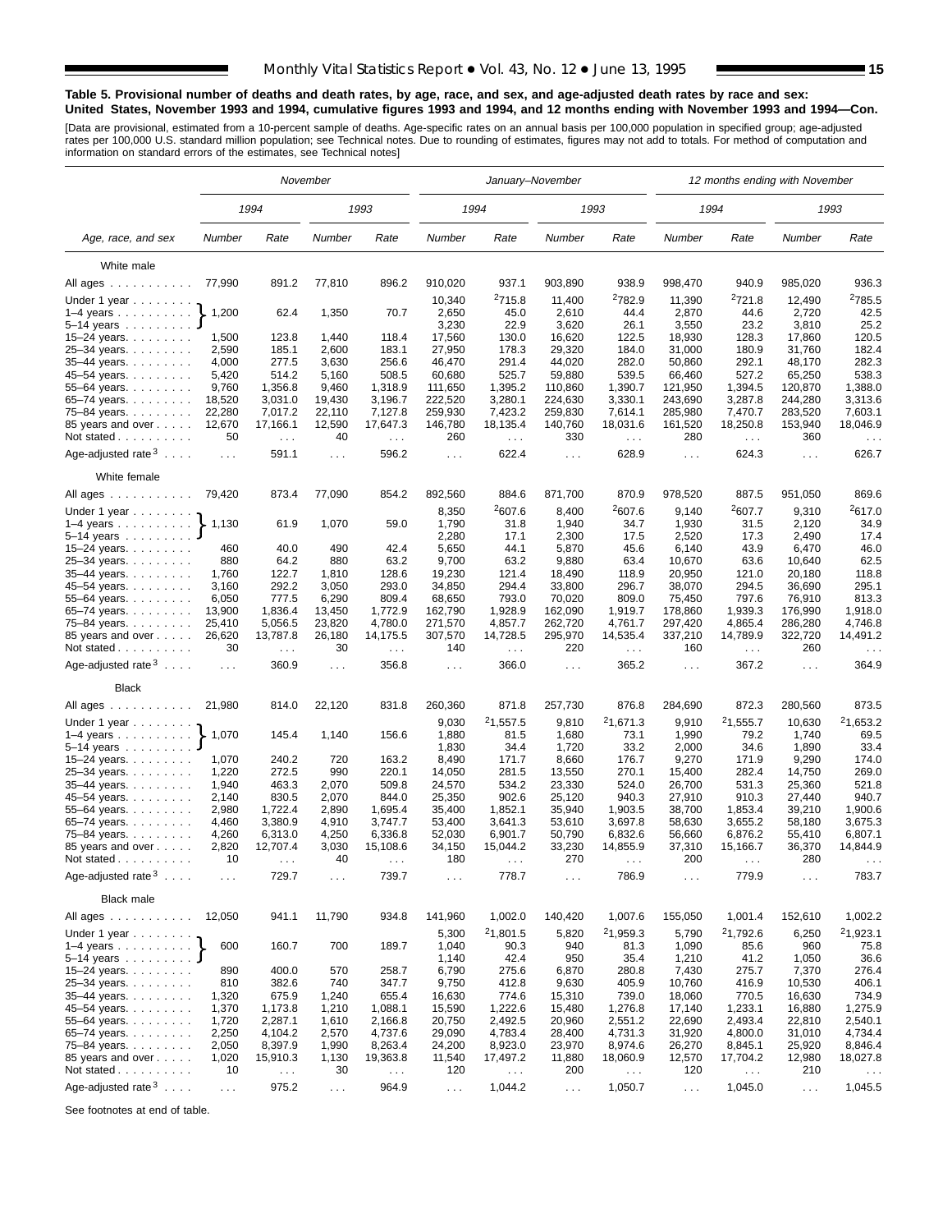**Table 5. Provisional number of deaths and death rates, by age, race, and sex, and age-adjusted death rates by race and sex: United States, November 1993 and 1994, cumulative figures 1993 and 1994, and 12 months ending with November 1993 and 1994—Con.**

[Data are provisional, estimated from a 10-percent sample of deaths. Age-specific rates on an annual basis per 100,000 population in specified group; age-adjusted rates per 100,000 U.S. standard million population; see Technical notes. Due to rounding of estimates, figures may not add to totals. For method of computation and information on standard errors of the estimates, see Technical notes]

| Age, race, and sex | November | | | | January–November | | | | 12 months ending with November | | | |
|---|---|---|---|---|---|---|---|---|---|---|---|---|
| | 1994 | | 1993 | | 1994 | | 1993 | | 1994 | | 1993 | |
| | Number | Rate | Number | Rate | Number | Rate | Number | Rate | Number | Rate | Number | Rate |
| **White male** | | | | | | | | | | | | |
| All ages | 77,990 | 891.2 | 77,810 | 896.2 | 910,020 | 937.1 | 903,890 | 938.9 | 998,470 | 940.9 | 985,020 | 936.3 |
| Under 1 year | | | | | 10,340 | [2]715.8 | 11,400 | [2]782.9 | 11,390 | [2]721.8 | 12,490 | [2]785.5 |
| 1–4 years | 1,200 | 62.4 | 1,350 | 70.7 | 2,650 | 45.0 | 2,610 | 44.4 | 2,870 | 44.6 | 2,720 | 42.5 |
| 5–14 years | | | | | 3,230 | 22.9 | 3,620 | 26.1 | 3,550 | 23.2 | 3,810 | 25.2 |
| 15–24 years | 1,500 | 123.8 | 1,440 | 118.4 | 17,560 | 130.0 | 16,620 | 122.5 | 18,930 | 128.3 | 17,860 | 120.5 |
| 25–34 years | 2,590 | 185.1 | 2,600 | 183.1 | 27,950 | 178.3 | 29,320 | 184.0 | 31,000 | 180.9 | 31,760 | 182.4 |
| 35–44 years | 4,000 | 277.5 | 3,630 | 256.6 | 46,470 | 291.4 | 44,020 | 282.0 | 50,860 | 292.1 | 48,170 | 282.3 |
| 45–54 years | 5,420 | 514.2 | 5,160 | 508.5 | 60,680 | 525.7 | 59,880 | 539.5 | 66,460 | 527.2 | 65,250 | 538.3 |
| 55–64 years | 9,760 | 1,356.8 | 9,460 | 1,318.9 | 111,650 | 1,395.2 | 110,860 | 1,390.7 | 121,950 | 1,394.5 | 120,870 | 1,388.0 |
| 65–74 years | 18,520 | 3,031.0 | 19,430 | 3,196.7 | 222,520 | 3,280.1 | 224,630 | 3,330.1 | 243,690 | 3,287.8 | 244,280 | 3,313.6 |
| 75–84 years | 22,280 | 7,017.2 | 22,110 | 7,127.8 | 259,930 | 7,423.2 | 259,830 | 7,614.1 | 285,980 | 7,470.7 | 283,520 | 7,603.1 |
| 85 years and over | 12,670 | 17,166.1 | 12,590 | 17,647.3 | 146,780 | 18,135.4 | 140,760 | 18,031.6 | 161,520 | 18,250.8 | 153,940 | 18,046.9 |
| Not stated | 50 | . . . | 40 | . . . | 260 | . . . | 330 | . . . | 280 | . . . | 360 | . . . |
| Age-adjusted rate[3] | . . . | 591.1 | . . . | 596.2 | . . . | 622.4 | . . . | 628.9 | . . . | 624.3 | . . . | 626.7 |
| **White female** | | | | | | | | | | | | |
| All ages | 79,420 | 873.4 | 77,090 | 854.2 | 892,560 | 884.6 | 871,700 | 870.9 | 978,520 | 887.5 | 951,050 | 869.6 |
| Under 1 year | | | | | 8,350 | [2]607.6 | 8,400 | [2]607.6 | 9,140 | [2]607.7 | 9,310 | [2]617.0 |
| 1–4 years | 1,130 | 61.9 | 1,070 | 59.0 | 1,790 | 31.8 | 1,940 | 34.7 | 1,930 | 31.5 | 2,120 | 34.9 |
| 5–14 years | | | | | 2,280 | 17.1 | 2,300 | 17.5 | 2,520 | 17.3 | 2,490 | 17.4 |
| 15–24 years | 460 | 40.0 | 490 | 42.4 | 5,650 | 44.1 | 5,870 | 45.6 | 6,140 | 43.9 | 6,470 | 46.0 |
| 25–34 years | 880 | 64.2 | 880 | 63.2 | 9,700 | 63.2 | 9,880 | 63.4 | 10,670 | 63.6 | 10,640 | 62.5 |
| 35–44 years | 1,760 | 122.7 | 1,810 | 128.6 | 19,230 | 121.4 | 18,490 | 118.9 | 20,950 | 121.0 | 20,180 | 118.8 |
| 45–54 years | 3,160 | 292.2 | 3,050 | 293.0 | 34,850 | 294.4 | 33,800 | 296.7 | 38,070 | 294.5 | 36,690 | 295.1 |
| 55–64 years | 6,050 | 777.5 | 6,290 | 809.4 | 68,650 | 793.0 | 70,020 | 809.0 | 75,450 | 797.6 | 76,910 | 813.3 |
| 65–74 years | 13,900 | 1,836.4 | 13,450 | 1,772.9 | 162,790 | 1,928.9 | 162,090 | 1,919.7 | 178,860 | 1,939.3 | 176,990 | 1,918.0 |
| 75–84 years | 25,410 | 5,056.5 | 23,820 | 4,780.0 | 271,570 | 4,857.7 | 262,720 | 4,761.7 | 297,420 | 4,865.4 | 286,280 | 4,746.8 |
| 85 years and over | 26,620 | 13,787.8 | 26,180 | 14,175.5 | 307,570 | 14,728.5 | 295,970 | 14,535.4 | 337,210 | 14,789.9 | 322,720 | 14,491.2 |
| Not stated | 30 | . . . | 30 | . . . | 140 | . . . | 220 | . . . | 160 | . . . | 260 | . . . |
| Age-adjusted rate[3] | . . . | 360.9 | . . . | 356.8 | . . . | 366.0 | . . . | 365.2 | . . . | 367.2 | . . . | 364.9 |
| **Black** | | | | | | | | | | | | |
| All ages | 21,980 | 814.0 | 22,120 | 831.8 | 260,360 | 871.8 | 257,730 | 876.8 | 284,690 | 872.3 | 280,560 | 873.5 |
| Under 1 year | | | | | 9,030 | [2]1,557.5 | 9,810 | [2]1,671.3 | 9,910 | [2]1,555.7 | 10,630 | [2]1,653.2 |
| 1–4 years | 1,070 | 145.4 | 1,140 | 156.6 | 1,880 | 81.5 | 1,680 | 73.1 | 1,990 | 79.2 | 1,740 | 69.5 |
| 5–14 years | | | | | 1,830 | 34.4 | 1,720 | 33.2 | 2,000 | 34.6 | 1,890 | 33.4 |
| 15–24 years | 1,070 | 240.2 | 720 | 163.2 | 8,490 | 171.7 | 8,660 | 176.7 | 9,270 | 171.9 | 9,290 | 174.0 |
| 25–34 years | 1,220 | 272.5 | 990 | 220.1 | 14,050 | 281.5 | 13,550 | 270.1 | 15,400 | 282.4 | 14,750 | 269.0 |
| 35–44 years | 1,940 | 463.3 | 2,070 | 509.8 | 24,570 | 534.2 | 23,330 | 524.0 | 26,700 | 531.3 | 25,360 | 521.8 |
| 45–54 years | 2,140 | 830.5 | 2,070 | 844.0 | 25,350 | 902.6 | 25,120 | 940.3 | 27,910 | 910.3 | 27,440 | 940.7 |
| 55–64 years | 2,980 | 1,722.4 | 2,890 | 1,695.4 | 35,400 | 1,852.1 | 35,940 | 1,903.5 | 38,700 | 1,853.4 | 39,210 | 1,900.6 |
| 65–74 years | 4,460 | 3,380.9 | 4,910 | 3,747.7 | 53,400 | 3,641.3 | 53,610 | 3,697.8 | 58,630 | 3,655.2 | 58,180 | 3,675.3 |
| 75–84 years | 4,260 | 6,313.0 | 4,250 | 6,336.8 | 52,030 | 6,901.7 | 50,790 | 6,832.6 | 56,660 | 6,876.2 | 55,410 | 6,807.1 |
| 85 years and over | 2,820 | 12,707.4 | 3,030 | 15,108.6 | 34,150 | 15,044.2 | 33,230 | 14,855.9 | 37,310 | 15,166.7 | 36,370 | 14,844.9 |
| Not stated | 10 | . . . | 40 | . . . | 180 | . . . | 270 | . . . | 200 | . . . | 280 | . . . |
| Age-adjusted rate[3] | . . . | 729.7 | . . . | 739.7 | . . . | 778.7 | . . . | 786.9 | . . . | 779.9 | . . . | 783.7 |
| **Black male** | | | | | | | | | | | | |
| All ages | 12,050 | 941.1 | 11,790 | 934.8 | 141,960 | 1,002.0 | 140,420 | 1,007.6 | 155,050 | 1,001.4 | 152,610 | 1,002.2 |
| Under 1 year | | | | | 5,300 | [2]1,801.5 | 5,820 | [2]1,959.3 | 5,790 | [2]1,792.6 | 6,250 | [2]1,923.1 |
| 1–4 years | 600 | 160.7 | 700 | 189.7 | 1,040 | 90.3 | 940 | 81.3 | 1,090 | 85.6 | 960 | 75.8 |
| 5–14 years | | | | | 1,140 | 42.4 | 950 | 35.4 | 1,210 | 41.2 | 1,050 | 36.6 |
| 15–24 years | 890 | 400.0 | 570 | 258.7 | 6,790 | 275.6 | 6,870 | 280.8 | 7,430 | 275.7 | 7,370 | 276.4 |
| 25–34 years | 810 | 382.6 | 740 | 347.7 | 9,750 | 412.8 | 9,630 | 405.9 | 10,760 | 416.9 | 10,530 | 406.1 |
| 35–44 years | 1,320 | 675.9 | 1,240 | 655.4 | 16,630 | 774.6 | 15,310 | 739.0 | 18,060 | 770.5 | 16,630 | 734.9 |
| 45–54 years | 1,370 | 1,173.8 | 1,210 | 1,088.1 | 15,590 | 1,222.6 | 15,480 | 1,276.8 | 17,140 | 1,233.1 | 16,880 | 1,275.9 |
| 55–64 years | 1,720 | 2,287.1 | 1,610 | 2,166.8 | 20,750 | 2,492.5 | 20,960 | 2,551.2 | 22,690 | 2,493.4 | 22,810 | 2,540.1 |
| 65–74 years | 2,250 | 4,104.2 | 2,570 | 4,737.6 | 29,090 | 4,783.4 | 28,400 | 4,731.3 | 31,920 | 4,800.0 | 31,010 | 4,734.4 |
| 75–84 years | 2,050 | 8,397.9 | 1,990 | 8,263.4 | 24,200 | 8,923.0 | 23,970 | 8,974.6 | 26,270 | 8,845.1 | 25,920 | 8,846.4 |
| 85 years and over | 1,020 | 15,910.3 | 1,130 | 19,363.8 | 11,540 | 17,497.2 | 11,880 | 18,060.9 | 12,570 | 17,704.2 | 12,980 | 18,027.8 |
| Not stated | 10 | . . . | 30 | . . . | 120 | . . . | 200 | . . . | 120 | . . . | 210 | . . . |
| Age-adjusted rate[3] | . . . | 975.2 | . . . | 964.9 | . . . | 1,044.2 | . . . | 1,050.7 | . . . | 1,045.0 | . . . | 1,045.5 |

Note: For November columns, the figures shown on the 1–4 years row are combined for Under 1 year, 1–4 years, and 5–14 years.

See footnotes at end of table.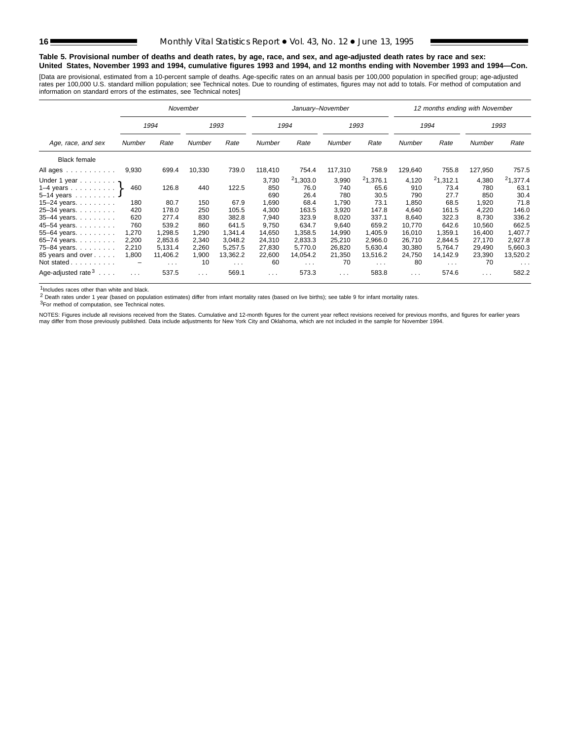**Table 5. Provisional number of deaths and death rates, by age, race, and sex, and age-adjusted death rates by race and sex: United States, November 1993 and 1994, cumulative figures 1993 and 1994, and 12 months ending with November 1993 and 1994—Con.**

[Data are provisional, estimated from a 10-percent sample of deaths. Age-specific rates on an annual basis per 100,000 population in specified group; age-adjusted rates per 100,000 U.S. standard million population; see Technical notes. Due to rounding of estimates, figures may not add to totals. For method of computation and information on standard errors of the estimates, see Technical notes]

| Age, race, and sex | November | | | | January–November | | | | 12 months ending with November | | | |
|---|---|---|---|---|---|---|---|---|---|---|---|---|
| | 1994 | | 1993 | | 1994 | | 1993 | | 1994 | | 1993 | |
| | Number | Rate | Number | Rate | Number | Rate | Number | Rate | Number | Rate | Number | Rate |
| Black female | | | | | | | | | | | | |
| All ages | 9,930 | 699.4 | 10,330 | 739.0 | 118,410 | 754.4 | 117,310 | 758.9 | 129,640 | 755.8 | 127,950 | 757.5 |
| Under 1 year | 460 | 126.8 | 440 | 122.5 | 3,730 | [2]1,303.0 | 3,990 | [2]1,376.1 | 4,120 | [2]1,312.1 | 4,380 | [2]1,377.4 |
| 1–4 years | | | | | 850 | 76.0 | 740 | 65.6 | 910 | 73.4 | 780 | 63.1 |
| 5–14 years | | | | | 690 | 26.4 | 780 | 30.5 | 790 | 27.7 | 850 | 30.4 |
| 15–24 years | 180 | 80.7 | 150 | 67.9 | 1,690 | 68.4 | 1,790 | 73.1 | 1,850 | 68.5 | 1,920 | 71.8 |
| 25–34 years | 420 | 178.0 | 250 | 105.5 | 4,300 | 163.5 | 3,920 | 147.8 | 4,640 | 161.5 | 4,220 | 146.0 |
| 35–44 years | 620 | 277.4 | 830 | 382.8 | 7,940 | 323.9 | 8,020 | 337.1 | 8,640 | 322.3 | 8,730 | 336.2 |
| 45–54 years | 760 | 539.2 | 860 | 641.5 | 9,750 | 634.7 | 9,640 | 659.2 | 10,770 | 642.6 | 10,560 | 662.5 |
| 55–64 years | 1,270 | 1,298.5 | 1,290 | 1,341.4 | 14,650 | 1,358.5 | 14,990 | 1,405.9 | 16,010 | 1,359.1 | 16,400 | 1,407.7 |
| 65–74 years | 2,200 | 2,853.6 | 2,340 | 3,048.2 | 24,310 | 2,833.3 | 25,210 | 2,966.0 | 26,710 | 2,844.5 | 27,170 | 2,927.8 |
| 75–84 years | 2,210 | 5,131.4 | 2,260 | 5,257.5 | 27,830 | 5,770.0 | 26,820 | 5,630.4 | 30,380 | 5,764.7 | 29,490 | 5,660.3 |
| 85 years and over | 1,800 | 11,406.2 | 1,900 | 13,362.2 | 22,600 | 14,054.2 | 21,350 | 13,516.2 | 24,750 | 14,142.9 | 23,390 | 13,520.2 |
| Not stated | – | . . . | 10 | . . . | 60 | . . . | 70 | . . . | 80 | . . . | 70 | . . . |
| Age-adjusted rate[3] | . . . | 537.5 | . . . | 569.1 | . . . | 573.3 | . . . | 583.8 | . . . | 574.6 | . . . | 582.2 |

Note: November figures for "Under 1 year", "1–4 years", and "5–14 years" are combined (bracketed) in the source.

[1]Includes races other than white and black.

[2] Death rates under 1 year (based on population estimates) differ from infant mortality rates (based on live births); see table 9 for infant mortality rates.

[3]For method of computation, see Technical notes.

NOTES: Figures include all revisions received from the States. Cumulative and 12-month figures for the current year reflect revisions received for previous months, and figures for earlier years may differ from those previously published. Data include adjustments for New York City and Oklahoma, which are not included in the sample for November 1994.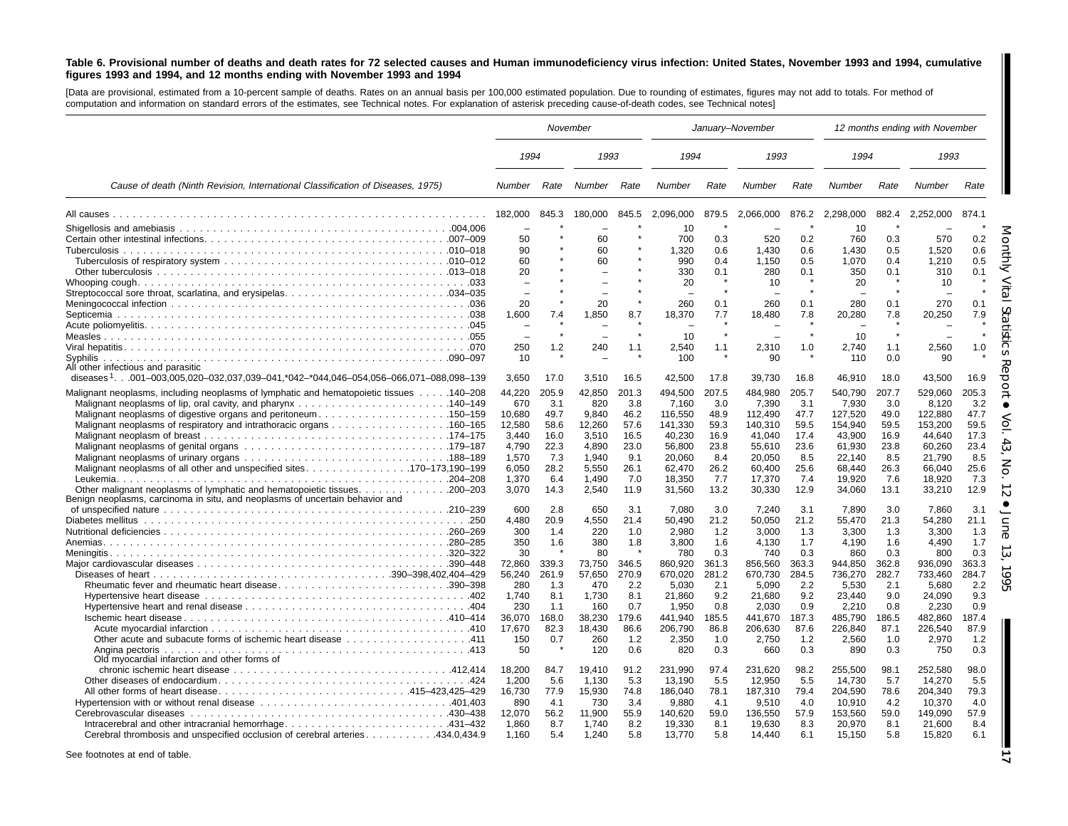**Table 6. Provisional number of deaths and death rates for 72 selected causes and Human immunodeficiency virus infection: United States, November 1993 and 1994, cumulative figures 1993 and 1994, and 12 months ending with November 1993 and 1994**

[Data are provisional, estimated from a 10-percent sample of deaths. Rates on an annual basis per 100,000 estimated population. Due to rounding of estimates, figures may not add to totals. For method of computation and information on standard errors of the estimates, see Technical notes. For explanation of asterisk preceding cause-of-death codes, see Technical notes]

| Cause of death (Ninth Revision, International Classification of Diseases, 1975) | November | | | | January–November | | | | 12 months ending with November | | | |
|---|---|---|---|---|---|---|---|---|---|---|---|---|
| | 1994 | | 1993 | | 1994 | | 1993 | | 1994 | | 1993 | |
| | Number | Rate | Number | Rate | Number | Rate | Number | Rate | Number | Rate | Number | Rate |
| All causes | 182,000 | 845.3 | 180,000 | 845.5 | 2,096,000 | 879.5 | 2,066,000 | 876.2 | 2,298,000 | 882.4 | 2,252,000 | 874.1 |
| Shigellosis and amebiasis .004,006 | – | * | – | * | 10 | * | – | * | 10 | * | – | * |
| Certain other intestinal infections .007–009 | 50 | * | 60 | * | 700 | 0.3 | 520 | 0.2 | 760 | 0.3 | 570 | 0.2 |
| Tuberculosis .010–018 | 90 | * | 60 | * | 1,320 | 0.6 | 1,430 | 0.6 | 1,430 | 0.5 | 1,520 | 0.6 |
| Tuberculosis of respiratory system .010–012 | 60 | * | 60 | * | 990 | 0.4 | 1,150 | 0.5 | 1,070 | 0.4 | 1,210 | 0.5 |
| Other tuberculosis .013–018 | 20 | * | – | * | 330 | 0.1 | 280 | 0.1 | 350 | 0.1 | 310 | 0.1 |
| Whooping cough .033 | – | * | – | * | 20 | * | 10 | * | 20 | * | 10 | * |
| Streptococcal sore throat, scarlatina, and erysipelas .034–035 | – | * | – | * | – | * | – | * | – | * | – | * |
| Meningococcal infection .036 | 20 | * | 20 | * | 260 | 0.1 | 260 | 0.1 | 280 | 0.1 | 270 | 0.1 |
| Septicemia .038 | 1,600 | 7.4 | 1,850 | 8.7 | 18,370 | 7.7 | 18,480 | 7.8 | 20,280 | 7.8 | 20,250 | 7.9 |
| Acute poliomyelitis .045 | – | * | – | * | – | * | – | * | – | * | – | * |
| Measles .055 | – | * | – | * | 10 | * | – | * | 10 | * | – | * |
| Viral hepatitis .070 | 250 | 1.2 | 240 | 1.1 | 2,540 | 1.1 | 2,310 | 1.0 | 2,740 | 1.1 | 2,560 | 1.0 |
| Syphilis .090–097 | 10 | * | – | * | 100 | * | 90 | * | 110 | 0.0 | 90 | * |
| All other infectious and parasitic diseases[1] .001–003,005,020–032,037,039–041,*042–*044,046–054,056–066,071–088,098–139 | 3,650 | 17.0 | 3,510 | 16.5 | 42,500 | 17.8 | 39,730 | 16.8 | 46,910 | 18.0 | 43,500 | 16.9 |
| Malignant neoplasms, including neoplasms of lymphatic and hematopoietic tissues .140–208 | 44,220 | 205.9 | 42,850 | 201.3 | 494,500 | 207.5 | 484,980 | 205.7 | 540,790 | 207.7 | 529,060 | 205.3 |
| Malignant neoplasms of lip, oral cavity, and pharynx .140–149 | 670 | 3.1 | 820 | 3.8 | 7,160 | 3.0 | 7,390 | 3.1 | 7,930 | 3.0 | 8,120 | 3.2 |
| Malignant neoplasms of digestive organs and peritoneum .150–159 | 10,680 | 49.7 | 9,840 | 46.2 | 116,550 | 48.9 | 112,490 | 47.7 | 127,520 | 49.0 | 122,880 | 47.7 |
| Malignant neoplasms of respiratory and intrathoracic organs .160–165 | 12,580 | 58.6 | 12,260 | 57.6 | 141,330 | 59.3 | 140,310 | 59.5 | 154,940 | 59.5 | 153,200 | 59.5 |
| Malignant neoplasm of breast .174–175 | 3,440 | 16.0 | 3,510 | 16.5 | 40,230 | 16.9 | 41,040 | 17.4 | 43,900 | 16.9 | 44,640 | 17.3 |
| Malignant neoplasms of genital organs .179–187 | 4,790 | 22.3 | 4,890 | 23.0 | 56,800 | 23.8 | 55,610 | 23.6 | 61,930 | 23.8 | 60,260 | 23.4 |
| Malignant neoplasms of urinary organs .188–189 | 1,570 | 7.3 | 1,940 | 9.1 | 20,060 | 8.4 | 20,050 | 8.5 | 22,140 | 8.5 | 21,790 | 8.5 |
| Malignant neoplasms of all other and unspecified sites .170–173,190–199 | 6,050 | 28.2 | 5,550 | 26.1 | 62,470 | 26.2 | 60,400 | 25.6 | 68,440 | 26.3 | 66,040 | 25.6 |
| Leukemia .204–208 | 1,370 | 6.4 | 1,490 | 7.0 | 18,350 | 7.7 | 17,370 | 7.4 | 19,920 | 7.6 | 18,920 | 7.3 |
| Other malignant neoplasms of lymphatic and hematopoietic tissues .200–203 | 3,070 | 14.3 | 2,540 | 11.9 | 31,560 | 13.2 | 30,330 | 12.9 | 34,060 | 13.1 | 33,210 | 12.9 |
| Benign neoplasms, carcinoma in situ, and neoplasms of uncertain behavior and of unspecified nature .210–239 | 600 | 2.8 | 650 | 3.1 | 7,080 | 3.0 | 7,240 | 3.1 | 7,890 | 3.0 | 7,860 | 3.1 |
| Diabetes mellitus .250 | 4,480 | 20.9 | 4,550 | 21.4 | 50,490 | 21.2 | 50,050 | 21.2 | 55,470 | 21.3 | 54,280 | 21.1 |
| Nutritional deficiencies .260–269 | 300 | 1.4 | 220 | 1.0 | 2,980 | 1.2 | 3,000 | 1.3 | 3,300 | 1.3 | 3,300 | 1.3 |
| Anemias .280–285 | 350 | 1.6 | 380 | 1.8 | 3,800 | 1.6 | 4,130 | 1.7 | 4,190 | 1.6 | 4,490 | 1.7 |
| Meningitis .320–322 | 30 | * | 80 | * | 780 | 0.3 | 740 | 0.3 | 860 | 0.3 | 800 | 0.3 |
| Major cardiovascular diseases .390–448 | 72,860 | 339.3 | 73,750 | 346.5 | 860,920 | 361.3 | 856,560 | 363.3 | 944,850 | 362.8 | 936,090 | 363.3 |
| Diseases of heart .390–398,402,404–429 | 56,240 | 261.9 | 57,650 | 270.9 | 670,020 | 281.2 | 670,730 | 284.5 | 736,270 | 282.7 | 733,460 | 284.7 |
| Rheumatic fever and rheumatic heart disease .390–398 | 280 | 1.3 | 470 | 2.2 | 5,030 | 2.1 | 5,090 | 2.2 | 5,530 | 2.1 | 5,680 | 2.2 |
| Hypertensive heart disease .402 | 1,740 | 8.1 | 1,730 | 8.1 | 21,860 | 9.2 | 21,680 | 9.2 | 23,440 | 9.0 | 24,090 | 9.3 |
| Hypertensive heart and renal disease .404 | 230 | 1.1 | 160 | 0.7 | 1,950 | 0.8 | 2,030 | 0.9 | 2,210 | 0.8 | 2,230 | 0.9 |
| Ischemic heart disease .410–414 | 36,070 | 168.0 | 38,230 | 179.6 | 441,940 | 185.5 | 441,670 | 187.3 | 485,790 | 186.5 | 482,860 | 187.4 |
| Acute myocardial infarction .410 | 17,670 | 82.3 | 18,430 | 86.6 | 206,790 | 86.8 | 206,630 | 87.6 | 226,840 | 87.1 | 226,540 | 87.9 |
| Other acute and subacute forms of ischemic heart disease .411 | 150 | 0.7 | 260 | 1.2 | 2,350 | 1.0 | 2,750 | 1.2 | 2,560 | 1.0 | 2,970 | 1.2 |
| Angina pectoris .413 | 50 | * | 120 | 0.6 | 820 | 0.3 | 660 | 0.3 | 890 | 0.3 | 750 | 0.3 |
| Old myocardial infarction and other forms of chronic ischemic heart disease .412,414 | 18,200 | 84.7 | 19,410 | 91.2 | 231,990 | 97.4 | 231,620 | 98.2 | 255,500 | 98.1 | 252,580 | 98.0 |
| Other diseases of endocardium .424 | 1,200 | 5.6 | 1,130 | 5.3 | 13,190 | 5.5 | 12,950 | 5.5 | 14,730 | 5.7 | 14,270 | 5.5 |
| All other forms of heart disease .415–423,425–429 | 16,730 | 77.9 | 15,930 | 74.8 | 186,040 | 78.1 | 187,310 | 79.4 | 204,590 | 78.6 | 204,340 | 79.3 |
| Hypertension with or without renal disease .401,403 | 890 | 4.1 | 730 | 3.4 | 9,880 | 4.1 | 9,510 | 4.0 | 10,910 | 4.2 | 10,370 | 4.0 |
| Cerebrovascular diseases .430–438 | 12,070 | 56.2 | 11,900 | 55.9 | 140,620 | 59.0 | 136,550 | 57.9 | 153,560 | 59.0 | 149,090 | 57.9 |
| Intracerebral and other intracranial hemorrhage .431–432 | 1,860 | 8.7 | 1,740 | 8.2 | 19,330 | 8.1 | 19,630 | 8.3 | 20,970 | 8.1 | 21,600 | 8.4 |
| Cerebral thrombosis and unspecified occlusion of cerebral arteries .434.0,434.9 | 1,160 | 5.4 | 1,240 | 5.8 | 13,770 | 5.8 | 14,440 | 6.1 | 15,150 | 5.8 | 15,820 | 6.1 |

See footnotes at end of table.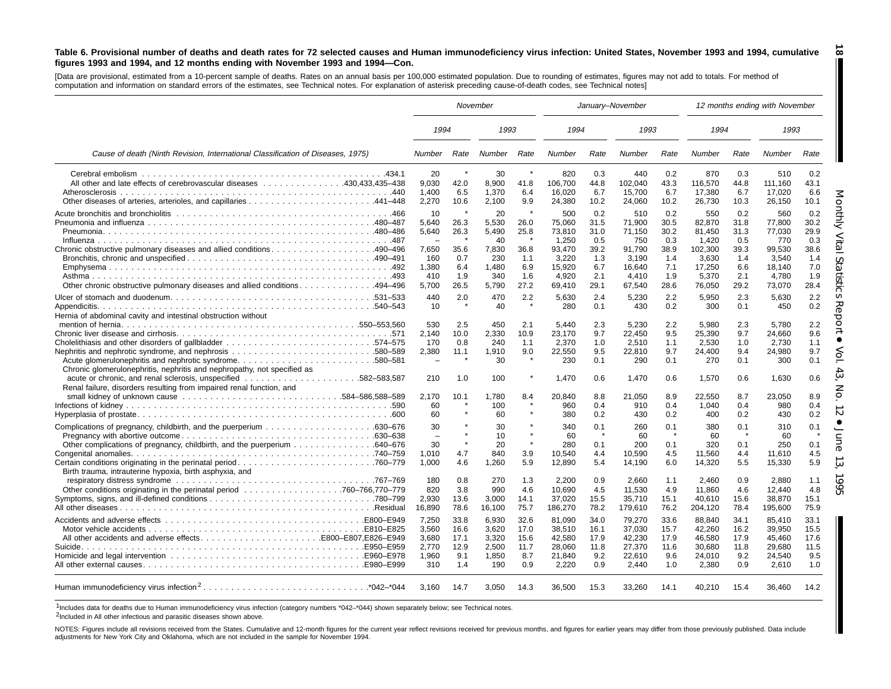**Table 6. Provisional number of deaths and death rates for 72 selected causes and Human immunodeficiency virus infection: United States, November 1993 and 1994, cumulative figures 1993 and 1994, and 12 months ending with November 1993 and 1994—Con.**

[Data are provisional, estimated from a 10-percent sample of deaths. Rates on an annual basis per 100,000 estimated population. Due to rounding of estimates, figures may not add to totals. For method of computation and information on standard errors of the estimates, see Technical notes. For explanation of asterisk preceding cause-of-death codes, see Technical notes]

| Cause of death (Ninth Revision, International Classification of Diseases, 1975) | November | | | | January–November | | | | 12 months ending with November | | | |
|---|---|---|---|---|---|---|---|---|---|---|---|---|
| | 1994 | | 1993 | | 1994 | | 1993 | | 1994 | | 1993 | |
| | Number | Rate | Number | Rate | Number | Rate | Number | Rate | Number | Rate | Number | Rate |
| Cerebral embolism .434.1 | 20 | * | 30 | * | 820 | 0.3 | 440 | 0.2 | 870 | 0.3 | 510 | 0.2 |
| All other and late effects of cerebrovascular diseases .430,433,435–438 | 9,030 | 42.0 | 8,900 | 41.8 | 106,700 | 44.8 | 102,040 | 43.3 | 116,570 | 44.8 | 111,160 | 43.1 |
| Atherosclerosis .440 | 1,400 | 6.5 | 1,370 | 6.4 | 16,020 | 6.7 | 15,700 | 6.7 | 17,380 | 6.7 | 17,020 | 6.6 |
| Other diseases of arteries, arterioles, and capillaries .441–448 | 2,270 | 10.6 | 2,100 | 9.9 | 24,380 | 10.2 | 24,060 | 10.2 | 26,730 | 10.3 | 26,150 | 10.1 |
| Acute bronchitis and bronchiolitis .466 | 10 | * | 20 | * | 500 | 0.2 | 510 | 0.2 | 550 | 0.2 | 560 | 0.2 |
| Pneumonia and influenza .480–487 | 5,640 | 26.3 | 5,530 | 26.0 | 75,060 | 31.5 | 71,900 | 30.5 | 82,870 | 31.8 | 77,800 | 30.2 |
| Pneumonia .480–486 | 5,640 | 26.3 | 5,490 | 25.8 | 73,810 | 31.0 | 71,150 | 30.2 | 81,450 | 31.3 | 77,030 | 29.9 |
| Influenza .487 | – | * | 40 | * | 1,250 | 0.5 | 750 | 0.3 | 1,420 | 0.5 | 770 | 0.3 |
| Chronic obstructive pulmonary diseases and allied conditions .490–496 | 7,650 | 35.6 | 7,830 | 36.8 | 93,470 | 39.2 | 91,790 | 38.9 | 102,300 | 39.3 | 99,530 | 38.6 |
| Bronchitis, chronic and unspecified .490–491 | 160 | 0.7 | 230 | 1.1 | 3,220 | 1.3 | 3,190 | 1.4 | 3,630 | 1.4 | 3,540 | 1.4 |
| Emphysema .492 | 1,380 | 6.4 | 1,480 | 6.9 | 15,920 | 6.7 | 16,640 | 7.1 | 17,250 | 6.6 | 18,140 | 7.0 |
| Asthma .493 | 410 | 1.9 | 340 | 1.6 | 4,920 | 2.1 | 4,410 | 1.9 | 5,370 | 2.1 | 4,780 | 1.9 |
| Other chronic obstructive pulmonary diseases and allied conditions .494–496 | 5,700 | 26.5 | 5,790 | 27.2 | 69,410 | 29.1 | 67,540 | 28.6 | 76,050 | 29.2 | 73,070 | 28.4 |
| Ulcer of stomach and duodenum .531–533 | 440 | 2.0 | 470 | 2.2 | 5,630 | 2.4 | 5,230 | 2.2 | 5,950 | 2.3 | 5,630 | 2.2 |
| Appendicitis .540–543 | 10 | * | 40 | * | 280 | 0.1 | 430 | 0.2 | 300 | 0.1 | 450 | 0.2 |
| Hernia of abdominal cavity and intestinal obstruction without mention of hernia .550–553,560 | 530 | 2.5 | 450 | 2.1 | 5,440 | 2.3 | 5,230 | 2.2 | 5,980 | 2.3 | 5,780 | 2.2 |
| Chronic liver disease and cirrhosis .571 | 2,140 | 10.0 | 2,330 | 10.9 | 23,170 | 9.7 | 22,450 | 9.5 | 25,390 | 9.7 | 24,660 | 9.6 |
| Cholelithiasis and other disorders of gallbladder .574–575 | 170 | 0.8 | 240 | 1.1 | 2,370 | 1.0 | 2,510 | 1.1 | 2,530 | 1.0 | 2,730 | 1.1 |
| Nephritis, nephrotic syndrome, and nephrosis .580–589 | 2,380 | 11.1 | 1,910 | 9.0 | 22,550 | 9.5 | 22,810 | 9.7 | 24,400 | 9.4 | 24,980 | 9.7 |
| Acute glomerulonephritis and nephrotic syndrome .580–581 | – | * | 30 | * | 230 | 0.1 | 290 | 0.1 | 270 | 0.1 | 300 | 0.1 |
| Chronic glomerulonephritis, nephritis and nephropathy, not specified as acute or chronic, and renal sclerosis, unspecified .582–583,587 | 210 | 1.0 | 100 | * | 1,470 | 0.6 | 1,470 | 0.6 | 1,570 | 0.6 | 1,630 | 0.6 |
| Renal failure, disorders resulting from impaired renal function, and small kidney of unknown cause .584–586,588–589 | 2,170 | 10.1 | 1,780 | 8.4 | 20,840 | 8.8 | 21,050 | 8.9 | 22,550 | 8.7 | 23,050 | 8.9 |
| Infections of kidney .590 | 60 | * | 100 | * | 960 | 0.4 | 910 | 0.4 | 1,040 | 0.4 | 980 | 0.4 |
| Hyperplasia of prostate .600 | 60 | * | 60 | * | 380 | 0.2 | 430 | 0.2 | 400 | 0.2 | 430 | 0.2 |
| Complications of pregnancy, childbirth, and the puerperium .630–676 | 30 | * | 30 | * | 340 | 0.1 | 260 | 0.1 | 380 | 0.1 | 310 | 0.1 |
| Pregnancy with abortive outcome .630–638 | – | * | 10 | * | 60 | * | 60 | * | 60 | * | 60 | * |
| Other complications of pregnancy, childbirth, and the puerperium .640–676 | 30 | * | 20 | * | 280 | 0.1 | 200 | 0.1 | 320 | 0.1 | 250 | 0.1 |
| Congenital anomalies .740–759 | 1,010 | 4.7 | 840 | 3.9 | 10,540 | 4.4 | 10,590 | 4.5 | 11,560 | 4.4 | 11,610 | 4.5 |
| Certain conditions originating in the perinatal period .760–779 | 1,000 | 4.6 | 1,260 | 5.9 | 12,890 | 5.4 | 14,190 | 6.0 | 14,320 | 5.5 | 15,330 | 5.9 |
| Birth trauma, intrauterine hypoxia, birth asphyxia, and respiratory distress syndrome .767–769 | 180 | 0.8 | 270 | 1.3 | 2,200 | 0.9 | 2,660 | 1.1 | 2,460 | 0.9 | 2,880 | 1.1 |
| Other conditions originating in the perinatal period .760–766,770–779 | 820 | 3.8 | 990 | 4.6 | 10,690 | 4.5 | 11,530 | 4.9 | 11,860 | 4.6 | 12,440 | 4.8 |
| Symptoms, signs, and ill-defined conditions .780–799 | 2,930 | 13.6 | 3,000 | 14.1 | 37,020 | 15.5 | 35,710 | 15.1 | 40,610 | 15.6 | 38,870 | 15.1 |
| All other diseases .Residual | 16,890 | 78.6 | 16,100 | 75.7 | 186,270 | 78.2 | 179,610 | 76.2 | 204,120 | 78.4 | 195,600 | 75.9 |
| Accidents and adverse effects .E800–E949 | 7,250 | 33.8 | 6,930 | 32.6 | 81,090 | 34.0 | 79,270 | 33.6 | 88,840 | 34.1 | 85,410 | 33.1 |
| Motor vehicle accidents .E810–E825 | 3,560 | 16.6 | 3,620 | 17.0 | 38,510 | 16.1 | 37,030 | 15.7 | 42,260 | 16.2 | 39,950 | 15.5 |
| All other accidents and adverse effects .E800–E807,E826–E949 | 3,680 | 17.1 | 3,320 | 15.6 | 42,580 | 17.9 | 42,230 | 17.9 | 46,580 | 17.9 | 45,460 | 17.6 |
| Suicide .E950–E959 | 2,770 | 12.9 | 2,500 | 11.7 | 28,060 | 11.8 | 27,370 | 11.6 | 30,680 | 11.8 | 29,680 | 11.5 |
| Homicide and legal intervention .E960–E978 | 1,960 | 9.1 | 1,850 | 8.7 | 21,840 | 9.2 | 22,610 | 9.6 | 24,010 | 9.2 | 24,540 | 9.5 |
| All other external causes .E980–E999 | 310 | 1.4 | 190 | 0.9 | 2,220 | 0.9 | 2,440 | 1.0 | 2,380 | 0.9 | 2,610 | 1.0 |
| Human immunodeficiency virus infection[2] .*042–*044 | 3,160 | 14.7 | 3,050 | 14.3 | 36,500 | 15.3 | 33,260 | 14.1 | 40,210 | 15.4 | 36,460 | 14.2 |

[1]Includes data for deaths due to Human immunodeficiency virus infection (category numbers *042–*044) shown separately below; see Technical notes.

[2]Included in All other infectious and parasitic diseases shown above.

NOTES: Figures include all revisions received from the States. Cumulative and 12-month figures for the current year reflect revisions received for previous months, and figures for earlier years may differ from those previously published. Data include adjustments for New York City and Oklahoma, which are not included in the sample for November 1994.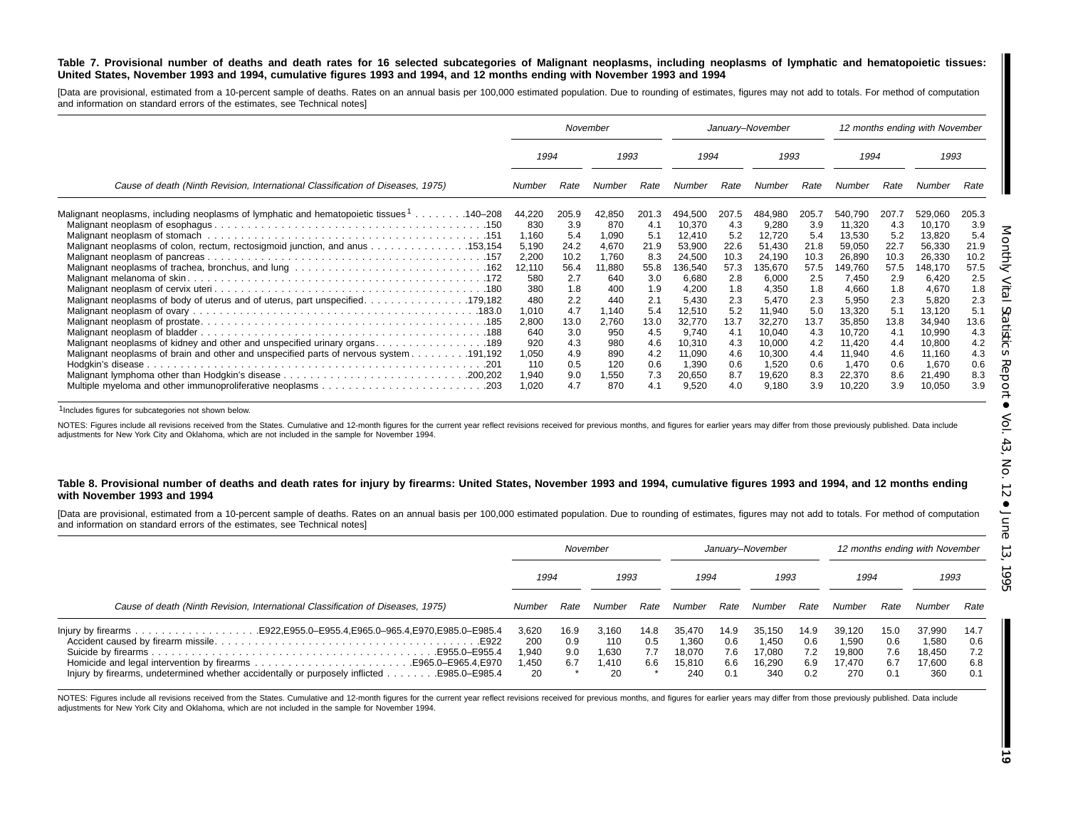**Table 7. Provisional number of deaths and death rates for 16 selected subcategories of Malignant neoplasms, including neoplasms of lymphatic and hematopoietic tissues: United States, November 1993 and 1994, cumulative figures 1993 and 1994, and 12 months ending with November 1993 and 1994**

[Data are provisional, estimated from a 10-percent sample of deaths. Rates on an annual basis per 100,000 estimated population. Due to rounding of estimates, figures may not add to totals. For method of computation and information on standard errors of the estimates, see Technical notes]

| Cause of death (Ninth Revision, International Classification of Diseases, 1975) | November | | | | January–November | | | | 12 months ending with November | | | |
|---|---|---|---|---|---|---|---|---|---|---|---|---|
| | 1994 | | 1993 | | 1994 | | 1993 | | 1994 | | 1993 | |
| | Number | Rate | Number | Rate | Number | Rate | Number | Rate | Number | Rate | Number | Rate |
| Malignant neoplasms, including neoplasms of lymphatic and hematopoietic tissues[1] . . . . . . . .140–208 | 44,220 | 205.9 | 42,850 | 201.3 | 494,500 | 207.5 | 484,980 | 205.7 | 540,790 | 207.7 | 529,060 | 205.3 |
| Malignant neoplasm of esophagus . . . . . .150 | 830 | 3.9 | 870 | 4.1 | 10,370 | 4.3 | 9,280 | 3.9 | 11,320 | 4.3 | 10,170 | 3.9 |
| Malignant neoplasm of stomach . . . . . .151 | 1,160 | 5.4 | 1,090 | 5.1 | 12,410 | 5.2 | 12,720 | 5.4 | 13,530 | 5.2 | 13,820 | 5.4 |
| Malignant neoplasms of colon, rectum, rectosigmoid junction, and anus . . . . .153,154 | 5,190 | 24.2 | 4,670 | 21.9 | 53,900 | 22.6 | 51,430 | 21.8 | 59,050 | 22.7 | 56,330 | 21.9 |
| Malignant neoplasm of pancreas . . . . . .157 | 2,200 | 10.2 | 1,760 | 8.3 | 24,500 | 10.3 | 24,190 | 10.3 | 26,890 | 10.3 | 26,330 | 10.2 |
| Malignant neoplasms of trachea, bronchus, and lung . . . . . .162 | 12,110 | 56.4 | 11,880 | 55.8 | 136,540 | 57.3 | 135,670 | 57.5 | 149,760 | 57.5 | 148,170 | 57.5 |
| Malignant melanoma of skin . . . . . .172 | 580 | 2.7 | 640 | 3.0 | 6,680 | 2.8 | 6,000 | 2.5 | 7,450 | 2.9 | 6,420 | 2.5 |
| Malignant neoplasm of cervix uteri . . . . . .180 | 380 | 1.8 | 400 | 1.9 | 4,200 | 1.8 | 4,350 | 1.8 | 4,660 | 1.8 | 4,670 | 1.8 |
| Malignant neoplasms of body of uterus and of uterus, part unspecified . . . . .179,182 | 480 | 2.2 | 440 | 2.1 | 5,430 | 2.3 | 5,470 | 2.3 | 5,950 | 2.3 | 5,820 | 2.3 |
| Malignant neoplasm of ovary . . . . . .183.0 | 1,010 | 4.7 | 1,140 | 5.4 | 12,510 | 5.2 | 11,940 | 5.0 | 13,320 | 5.1 | 13,120 | 5.1 |
| Malignant neoplasm of prostate . . . . . .185 | 2,800 | 13.0 | 2,760 | 13.0 | 32,770 | 13.7 | 32,270 | 13.7 | 35,850 | 13.8 | 34,940 | 13.6 |
| Malignant neoplasm of bladder . . . . . .188 | 640 | 3.0 | 950 | 4.5 | 9,740 | 4.1 | 10,040 | 4.3 | 10,720 | 4.1 | 10,990 | 4.3 |
| Malignant neoplasms of kidney and other and unspecified urinary organs . . . . .189 | 920 | 4.3 | 980 | 4.6 | 10,310 | 4.3 | 10,000 | 4.2 | 11,420 | 4.4 | 10,800 | 4.2 |
| Malignant neoplasms of brain and other and unspecified parts of nervous system . . . . .191,192 | 1,050 | 4.9 | 890 | 4.2 | 11,090 | 4.6 | 10,300 | 4.4 | 11,940 | 4.6 | 11,160 | 4.3 |
| Hodgkin's disease . . . . . .201 | 110 | 0.5 | 120 | 0.6 | 1,390 | 0.6 | 1,520 | 0.6 | 1,470 | 0.6 | 1,670 | 0.6 |
| Malignant lymphoma other than Hodgkin's disease . . . . . .200,202 | 1,940 | 9.0 | 1,550 | 7.3 | 20,650 | 8.7 | 19,620 | 8.3 | 22,370 | 8.6 | 21,490 | 8.3 |
| Multiple myeloma and other immunoproliferative neoplasms . . . . . .203 | 1,020 | 4.7 | 870 | 4.1 | 9,520 | 4.0 | 9,180 | 3.9 | 10,220 | 3.9 | 10,050 | 3.9 |

[1]Includes figures for subcategories not shown below.

NOTES: Figures include all revisions received from the States. Cumulative and 12-month figures for the current year reflect revisions received for previous months, and figures for earlier years may differ from those previously published. Data include adjustments for New York City and Oklahoma, which are not included in the sample for November 1994.

**Table 8. Provisional number of deaths and death rates for injury by firearms: United States, November 1993 and 1994, cumulative figures 1993 and 1994, and 12 months ending with November 1993 and 1994**

[Data are provisional, estimated from a 10-percent sample of deaths. Rates on an annual basis per 100,000 estimated population. Due to rounding of estimates, figures may not add to totals. For method of computation and information on standard errors of the estimates, see Technical notes]

| Cause of death (Ninth Revision, International Classification of Diseases, 1975) | November | | | | January–November | | | | 12 months ending with November | | | |
|---|---|---|---|---|---|---|---|---|---|---|---|---|
| | 1994 | | 1993 | | 1994 | | 1993 | | 1994 | | 1993 | |
| | Number | Rate | Number | Rate | Number | Rate | Number | Rate | Number | Rate | Number | Rate |
| Injury by firearms . . . . . .E922,E955.0–E955.4,E965.0–965.4,E970,E985.0–E985.4 | 3,620 | 16.9 | 3,160 | 14.8 | 35,470 | 14.9 | 35,150 | 14.9 | 39,120 | 15.0 | 37,990 | 14.7 |
| Accident caused by firearm missile . . . . . .E922 | 200 | 0.9 | 110 | 0.5 | 1,360 | 0.6 | 1,450 | 0.6 | 1,590 | 0.6 | 1,580 | 0.6 |
| Suicide by firearms . . . . . .E955.0–E955.4 | 1,940 | 9.0 | 1,630 | 7.7 | 18,070 | 7.6 | 17,080 | 7.2 | 19,800 | 7.6 | 18,450 | 7.2 |
| Homicide and legal intervention by firearms . . . . . .E965.0–E965.4,E970 | 1,450 | 6.7 | 1,410 | 6.6 | 15,810 | 6.6 | 16,290 | 6.9 | 17,470 | 6.7 | 17,600 | 6.8 |
| Injury by firearms, undetermined whether accidentally or purposely inflicted . . . . . .E985.0–E985.4 | 20 | * | 20 | * | 240 | 0.1 | 340 | 0.2 | 270 | 0.1 | 360 | 0.1 |

NOTES: Figures include all revisions received from the States. Cumulative and 12-month figures for the current year reflect revisions received for previous months, and figures for earlier years may differ from those previously published. Data include adjustments for New York City and Oklahoma, which are not included in the sample for November 1994.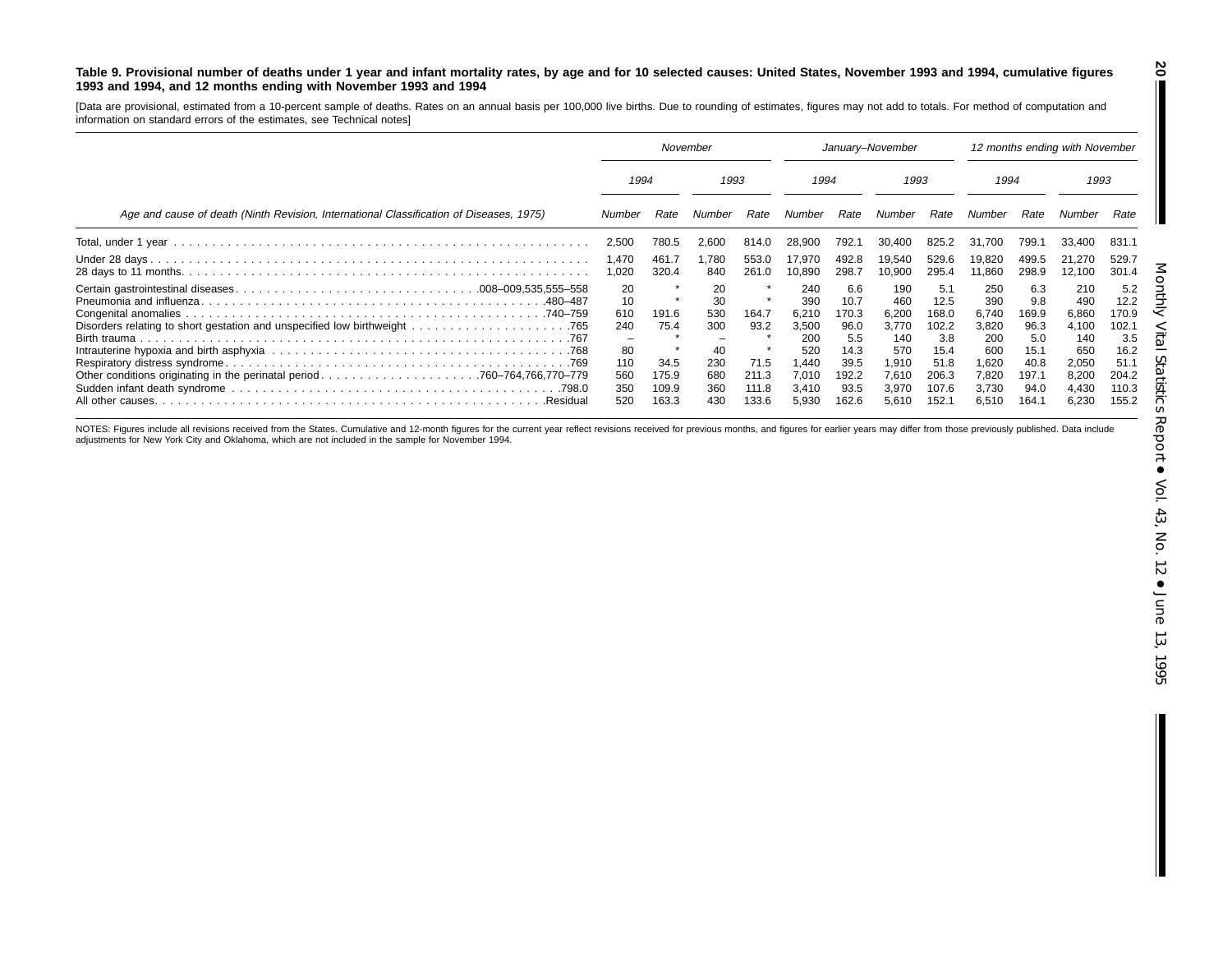**Table 9. Provisional number of deaths under 1 year and infant mortality rates, by age and for 10 selected causes: United States, November 1993 and 1994, cumulative figures 1993 and 1994, and 12 months ending with November 1993 and 1994**

[Data are provisional, estimated from a 10-percent sample of deaths. Rates on an annual basis per 100,000 live births. Due to rounding of estimates, figures may not add to totals. For method of computation and information on standard errors of the estimates, see Technical notes]

| Age and cause of death (Ninth Revision, International Classification of Diseases, 1975) | November | | | | January–November | | | | 12 months ending with November | | | |
|---|---|---|---|---|---|---|---|---|---|---|---|---|
| | 1994 | | 1993 | | 1994 | | 1993 | | 1994 | | 1993 | |
| | Number | Rate | Number | Rate | Number | Rate | Number | Rate | Number | Rate | Number | Rate |
| Total, under 1 year | 2,500 | 780.5 | 2,600 | 814.0 | 28,900 | 792.1 | 30,400 | 825.2 | 31,700 | 799.1 | 33,400 | 831.1 |
| Under 28 days | 1,470 | 461.7 | 1,780 | 553.0 | 17,970 | 492.8 | 19,540 | 529.6 | 19,820 | 499.5 | 21,270 | 529.7 |
| 28 days to 11 months | 1,020 | 320.4 | 840 | 261.0 | 10,890 | 298.7 | 10,900 | 295.4 | 11,860 | 298.9 | 12,100 | 301.4 |
| Certain gastrointestinal diseases ... 008–009,535,555–558 | 20 | * | 20 | * | 240 | 6.6 | 190 | 5.1 | 250 | 6.3 | 210 | 5.2 |
| Pneumonia and influenza ... 480–487 | 10 | * | 30 | * | 390 | 10.7 | 460 | 12.5 | 390 | 9.8 | 490 | 12.2 |
| Congenital anomalies ... 740–759 | 610 | 191.6 | 530 | 164.7 | 6,210 | 170.3 | 6,200 | 168.0 | 6,740 | 169.9 | 6,860 | 170.9 |
| Disorders relating to short gestation and unspecified low birthweight ... 765 | 240 | 75.4 | 300 | 93.2 | 3,500 | 96.0 | 3,770 | 102.2 | 3,820 | 96.3 | 4,100 | 102.1 |
| Birth trauma ... 767 | – | * | – | * | 200 | 5.5 | 140 | 3.8 | 200 | 5.0 | 140 | 3.5 |
| Intrauterine hypoxia and birth asphyxia ... 768 | 80 | * | 40 | * | 520 | 14.3 | 570 | 15.4 | 600 | 15.1 | 650 | 16.2 |
| Respiratory distress syndrome ... 769 | 110 | 34.5 | 230 | 71.5 | 1,440 | 39.5 | 1,910 | 51.8 | 1,620 | 40.8 | 2,050 | 51.1 |
| Other conditions originating in the perinatal period ... 760–764,766,770–779 | 560 | 175.9 | 680 | 211.3 | 7,010 | 192.2 | 7,610 | 206.3 | 7,820 | 197.1 | 8,200 | 204.2 |
| Sudden infant death syndrome ... 798.0 | 350 | 109.9 | 360 | 111.8 | 3,410 | 93.5 | 3,970 | 107.6 | 3,730 | 94.0 | 4,430 | 110.3 |
| All other causes ... Residual | 520 | 163.3 | 430 | 133.6 | 5,930 | 162.6 | 5,610 | 152.1 | 6,510 | 164.1 | 6,230 | 155.2 |

NOTES: Figures include all revisions received from the States. Cumulative and 12-month figures for the current year reflect revisions received for previous months, and figures for earlier years may differ from those previously published. Data include adjustments for New York City and Oklahoma, which are not included in the sample for November 1994.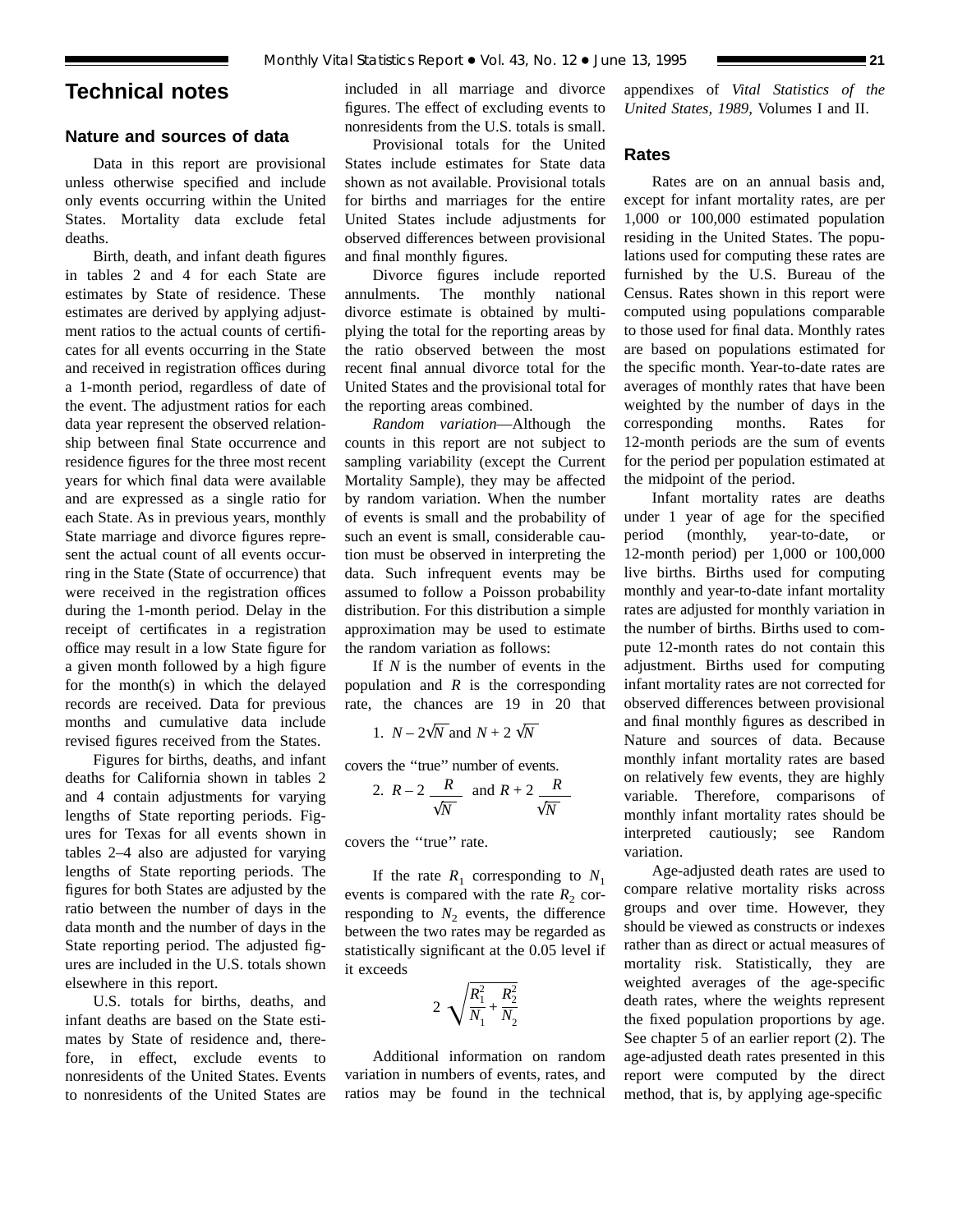# Technical notes

## Nature and sources of data

Data in this report are provisional unless otherwise specified and include only events occurring within the United States. Mortality data exclude fetal deaths.

Birth, death, and infant death figures in tables 2 and 4 for each State are estimates by State of residence. These estimates are derived by applying adjustment ratios to the actual counts of certificates for all events occurring in the State and received in registration offices during a 1-month period, regardless of date of the event. The adjustment ratios for each data year represent the observed relationship between final State occurrence and residence figures for the three most recent years for which final data were available and are expressed as a single ratio for each State. As in previous years, monthly State marriage and divorce figures represent the actual count of all events occurring in the State (State of occurrence) that were received in the registration offices during the 1-month period. Delay in the receipt of certificates in a registration office may result in a low State figure for a given month followed by a high figure for the month(s) in which the delayed records are received. Data for previous months and cumulative data include revised figures received from the States.

Figures for births, deaths, and infant deaths for California shown in tables 2 and 4 contain adjustments for varying lengths of State reporting periods. Figures for Texas for all events shown in tables 2–4 also are adjusted for varying lengths of State reporting periods. The figures for both States are adjusted by the ratio between the number of days in the data month and the number of days in the State reporting period. The adjusted figures are included in the U.S. totals shown elsewhere in this report.

U.S. totals for births, deaths, and infant deaths are based on the State estimates by State of residence and, therefore, in effect, exclude events to nonresidents of the United States. Events to nonresidents of the United States are included in all marriage and divorce figures. The effect of excluding events to nonresidents from the U.S. totals is small.

Provisional totals for the United States include estimates for State data shown as not available. Provisional totals for births and marriages for the entire United States include adjustments for observed differences between provisional and final monthly figures.

Divorce figures include reported annulments. The monthly national divorce estimate is obtained by multiplying the total for the reporting areas by the ratio observed between the most recent final annual divorce total for the United States and the provisional total for the reporting areas combined.

*Random variation*—Although the counts in this report are not subject to sampling variability (except the Current Mortality Sample), they may be affected by random variation. When the number of events is small and the probability of such an event is small, considerable caution must be observed in interpreting the data. Such infrequent events may be assumed to follow a Poisson probability distribution. For this distribution a simple approximation may be used to estimate the random variation as follows:

If $N$ is the number of events in the population and $R$ is the corresponding rate, the chances are 19 in 20 that

1. $N - 2\sqrt{N}$ and $N + 2\sqrt{N}$

covers the ''true'' number of events.

2. $R - 2\dfrac{R}{\sqrt{N}}$ and $R + 2\dfrac{R}{\sqrt{N}}$

covers the ''true'' rate.

If the rate $R_1$ corresponding to $N_1$ events is compared with the rate $R_2$ corresponding to $N_2$ events, the difference between the two rates may be regarded as statistically significant at the 0.05 level if it exceeds

$$2\sqrt{\frac{R_1^2}{N_1} + \frac{R_2^2}{N_2}}$$

Additional information on random variation in numbers of events, rates, and ratios may be found in the technical appendixes of *Vital Statistics of the United States, 1989,* Volumes I and II.

## Rates

Rates are on an annual basis and, except for infant mortality rates, are per 1,000 or 100,000 estimated population residing in the United States. The populations used for computing these rates are furnished by the U.S. Bureau of the Census. Rates shown in this report were computed using populations comparable to those used for final data. Monthly rates are based on populations estimated for the specific month. Year-to-date rates are averages of monthly rates that have been weighted by the number of days in the corresponding months. Rates for 12-month periods are the sum of events for the period per population estimated at the midpoint of the period.

Infant mortality rates are deaths under 1 year of age for the specified period (monthly, year-to-date, or 12-month period) per 1,000 or 100,000 live births. Births used for computing monthly and year-to-date infant mortality rates are adjusted for monthly variation in the number of births. Births used to compute 12-month rates do not contain this adjustment. Births used for computing infant mortality rates are not corrected for observed differences between provisional and final monthly figures as described in Nature and sources of data. Because monthly infant mortality rates are based on relatively few events, they are highly variable. Therefore, comparisons of monthly infant mortality rates should be interpreted cautiously; see Random variation.

Age-adjusted death rates are used to compare relative mortality risks across groups and over time. However, they should be viewed as constructs or indexes rather than as direct or actual measures of mortality risk. Statistically, they are weighted averages of the age-specific death rates, where the weights represent the fixed population proportions by age. See chapter 5 of an earlier report (2). The age-adjusted death rates presented in this report were computed by the direct method, that is, by applying age-specific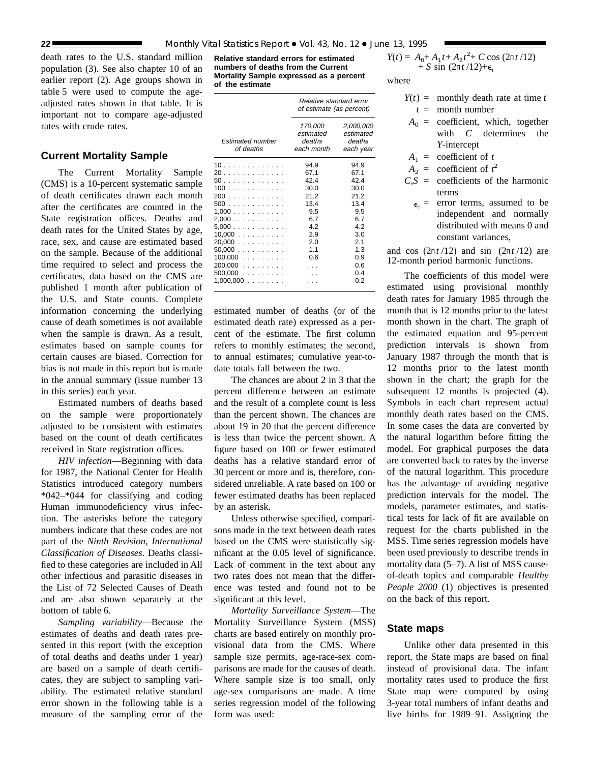death rates to the U.S. standard million population (3). See also chapter 10 of an earlier report (2). Age groups shown in table 5 were used to compute the age-adjusted rates shown in that table. It is important not to compare age-adjusted rates with crude rates.

## Current Mortality Sample

The Current Mortality Sample (CMS) is a 10-percent systematic sample of death certificates drawn each month after the certificates are counted in the State registration offices. Deaths and death rates for the United States by age, race, sex, and cause are estimated based on the sample. Because of the additional time required to select and process the certificates, data based on the CMS are published 1 month after publication of the U.S. and State counts. Complete information concerning the underlying cause of death sometimes is not available when the sample is drawn. As a result, estimates based on sample counts for certain causes are biased. Correction for bias is not made in this report but is made in the annual summary (issue number 13 in this series) each year.

Estimated numbers of deaths based on the sample were proportionately adjusted to be consistent with estimates based on the count of death certificates received in State registration offices.

*HIV infection*—Beginning with data for 1987, the National Center for Health Statistics introduced category numbers *042–*044 for classifying and coding Human immunodeficiency virus infection. The asterisks before the category numbers indicate that these codes are not part of the *Ninth Revision, International Classification of Diseases.* Deaths classified to these categories are included in All other infectious and parasitic diseases in the List of 72 Selected Causes of Death and are also shown separately at the bottom of table 6.

*Sampling variability*—Because the estimates of deaths and death rates presented in this report (with the exception of total deaths and deaths under 1 year) are based on a sample of death certificates, they are subject to sampling variability. The estimated relative standard error shown in the following table is a measure of the sampling error of the estimated number of deaths (or of the estimated death rate) expressed as a percent of the estimate. The first column refers to monthly estimates; the second, to annual estimates; cumulative year-to-date totals fall between the two.

**Relative standard errors for estimated numbers of deaths from the Current Mortality Sample expressed as a percent of the estimate**

| Estimated number of deaths | Relative standard error of estimate (as percent) | |
|---|---|---|
| | 170,000 estimated deaths each month | 2,000,000 estimated deaths each year |
| 10 | 94.9 | 94.9 |
| 20 | 67.1 | 67.1 |
| 50 | 42.4 | 42.4 |
| 100 | 30.0 | 30.0 |
| 200 | 21.2 | 21.2 |
| 500 | 13.4 | 13.4 |
| 1,000 | 9.5 | 9.5 |
| 2,000 | 6.7 | 6.7 |
| 5,000 | 4.2 | 4.2 |
| 10,000 | 2.9 | 3.0 |
| 20,000 | 2.0 | 2.1 |
| 50,000 | 1.1 | 1.3 |
| 100,000 | 0.6 | 0.9 |
| 200,000 | . . . | 0.6 |
| 500,000 | . . . | 0.4 |
| 1,000,000 | . . . | 0.2 |

The chances are about 2 in 3 that the percent difference between an estimate and the result of a complete count is less than the percent shown. The chances are about 19 in 20 that the percent difference is less than twice the percent shown. A figure based on 100 or fewer estimated deaths has a relative standard error of 30 percent or more and is, therefore, considered unreliable. A rate based on 100 or fewer estimated deaths has been replaced by an asterisk.

Unless otherwise specified, comparisons made in the text between death rates based on the CMS were statistically significant at the 0.05 level of significance. Lack of comment in the text about any two rates does not mean that the difference was tested and found not to be significant at this level.

*Mortality Surveillance System*—The Mortality Surveillance System (MSS) charts are based entirely on monthly provisional data from the CMS. Where sample size permits, age-race-sex comparisons are made for the causes of death. Where sample size is too small, only age-sex comparisons are made. A time series regression model of the following form was used:

$$Y(t) = A_0 + A_1 t + A_2 t^2 + C\cos(2\pi t/12) + S\sin(2\pi t/12) + \epsilon_t$$

where

- $Y(t)$ = monthly death rate at time $t$
- $t$ = month number
- $A_0$ = coefficient, which, together with $C$ determines the $Y$-intercept
- $A_1$ = coefficient of $t$
- $A_2$ = coefficient of $t^2$
- $C,S$ = coefficients of the harmonic terms
- $\epsilon_t$ = error terms, assumed to be independent and normally distributed with means 0 and constant variances,

and $\cos(2\pi t/12)$ and $\sin(2\pi t/12)$ are 12-month period harmonic functions.

The coefficients of this model were estimated using provisional monthly death rates for January 1985 through the month that is 12 months prior to the latest month shown in the chart. The graph of the estimated equation and 95-percent prediction intervals is shown from January 1987 through the month that is 12 months prior to the latest month shown in the chart; the graph for the subsequent 12 months is projected (4). Symbols in each chart represent actual monthly death rates based on the CMS. In some cases the data are converted by the natural logarithm before fitting the model. For graphical purposes the data are converted back to rates by the inverse of the natural logarithm. This procedure has the advantage of avoiding negative prediction intervals for the model. The models, parameter estimates, and statistical tests for lack of fit are available on request for the charts published in the MSS. Time series regression models have been used previously to describe trends in mortality data (5–7). A list of MSS cause-of-death topics and comparable *Healthy People 2000* (1) objectives is presented on the back of this report.

## State maps

Unlike other data presented in this report, the State maps are based on final instead of provisional data. The infant mortality rates used to produce the first State map were computed by using 3-year total numbers of infant deaths and live births for 1989–91. Assigning the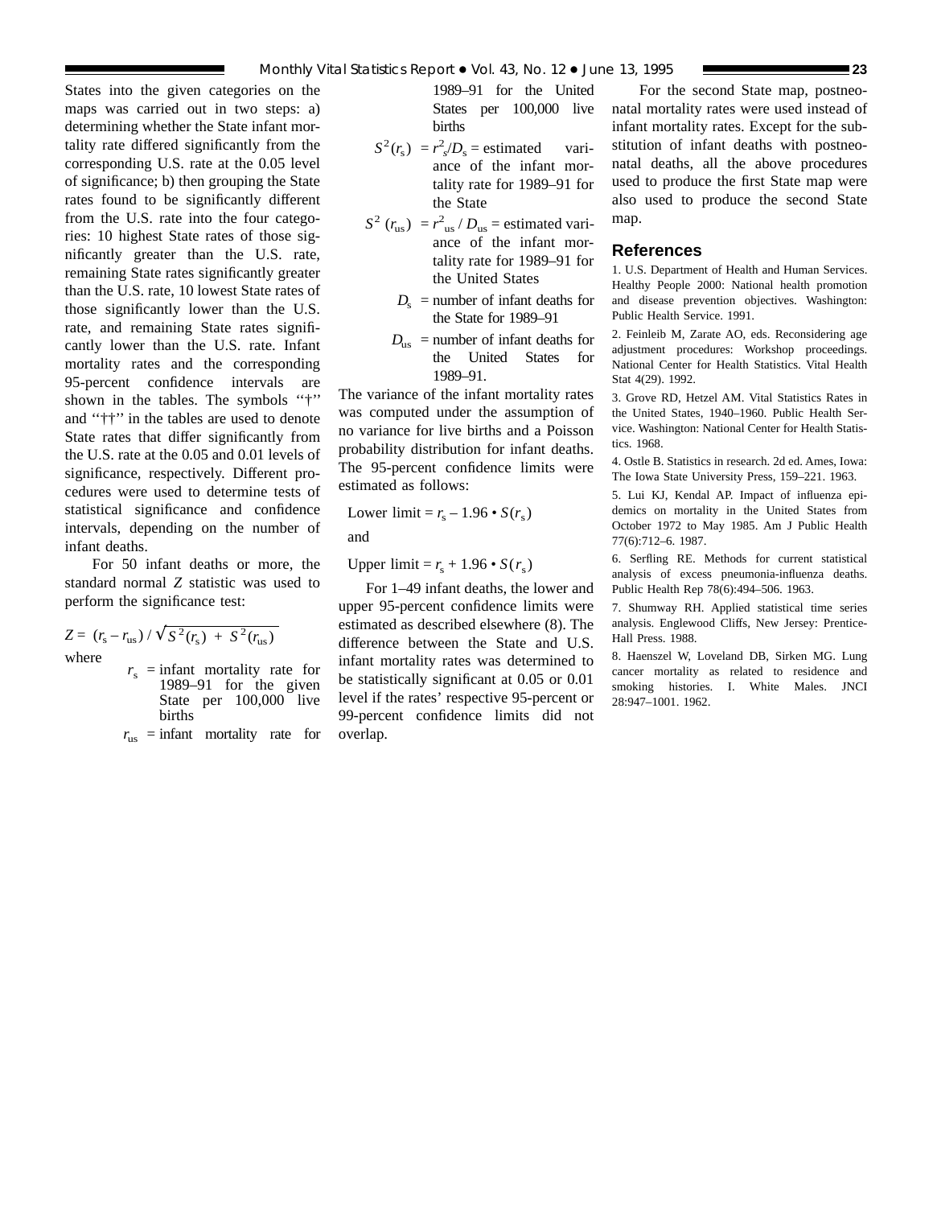States into the given categories on the maps was carried out in two steps: a) determining whether the State infant mortality rate differed significantly from the corresponding U.S. rate at the 0.05 level of significance; b) then grouping the State rates found to be significantly different from the U.S. rate into the four categories: 10 highest State rates of those significantly greater than the U.S. rate, remaining State rates significantly greater than the U.S. rate, 10 lowest State rates of those significantly lower than the U.S. rate, and remaining State rates significantly lower than the U.S. rate. Infant mortality rates and the corresponding 95-percent confidence intervals are shown in the tables. The symbols ''†'' and ''††'' in the tables are used to denote State rates that differ significantly from the U.S. rate at the 0.05 and 0.01 levels of significance, respectively. Different procedures were used to determine tests of statistical significance and confidence intervals, depending on the number of infant deaths.

For 50 infant deaths or more, the standard normal *Z* statistic was used to perform the significance test:

$$Z = (r_s - r_{us}) / \sqrt{S^2(r_s) + S^2(r_{us})}$$

where

$r_s$ = infant mortality rate for 1989–91 for the given State per 100,000 live births

$r_{us}$ = infant mortality rate for 1989–91 for the United States per 100,000 live births

$S^2(r_s) = r_s^2/D_s$ = estimated variance of the infant mortality rate for 1989–91 for the State

$S^2(r_{us}) = r_{us}^2 / D_{us}$ = estimated variance of the infant mortality rate for 1989–91 for the United States

$D_s$ = number of infant deaths for the State for 1989–91

$D_{us}$ = number of infant deaths for the United States for 1989–91.

The variance of the infant mortality rates was computed under the assumption of no variance for live births and a Poisson probability distribution for infant deaths. The 95-percent confidence limits were estimated as follows:

$$\text{Lower limit} = r_s - 1.96 \cdot S(r_s)$$

and

$$\text{Upper limit} = r_s + 1.96 \cdot S(r_s)$$

For 1–49 infant deaths, the lower and upper 95-percent confidence limits were estimated as described elsewhere (8). The difference between the State and U.S. infant mortality rates was determined to be statistically significant at 0.05 or 0.01 level if the rates' respective 95-percent or 99-percent confidence limits did not overlap.

For the second State map, postneonatal mortality rates were used instead of infant mortality rates. Except for the substitution of infant deaths with postneonatal deaths, all the above procedures used to produce the first State map were also used to produce the second State map.

## References

1. U.S. Department of Health and Human Services. Healthy People 2000: National health promotion and disease prevention objectives. Washington: Public Health Service. 1991.

2. Feinleib M, Zarate AO, eds. Reconsidering age adjustment procedures: Workshop proceedings. National Center for Health Statistics. Vital Health Stat 4(29). 1992.

3. Grove RD, Hetzel AM. Vital Statistics Rates in the United States, 1940–1960. Public Health Service. Washington: National Center for Health Statistics. 1968.

4. Ostle B. Statistics in research. 2d ed. Ames, Iowa: The Iowa State University Press, 159–221. 1963.

5. Lui KJ, Kendal AP. Impact of influenza epidemics on mortality in the United States from October 1972 to May 1985. Am J Public Health 77(6):712–6. 1987.

6. Serfling RE. Methods for current statistical analysis of excess pneumonia-influenza deaths. Public Health Rep 78(6):494–506. 1963.

7. Shumway RH. Applied statistical time series analysis. Englewood Cliffs, New Jersey: Prentice-Hall Press. 1988.

8. Haenszel W, Loveland DB, Sirken MG. Lung cancer mortality as related to residence and smoking histories. I. White Males. JNCI 28:947–1001. 1962.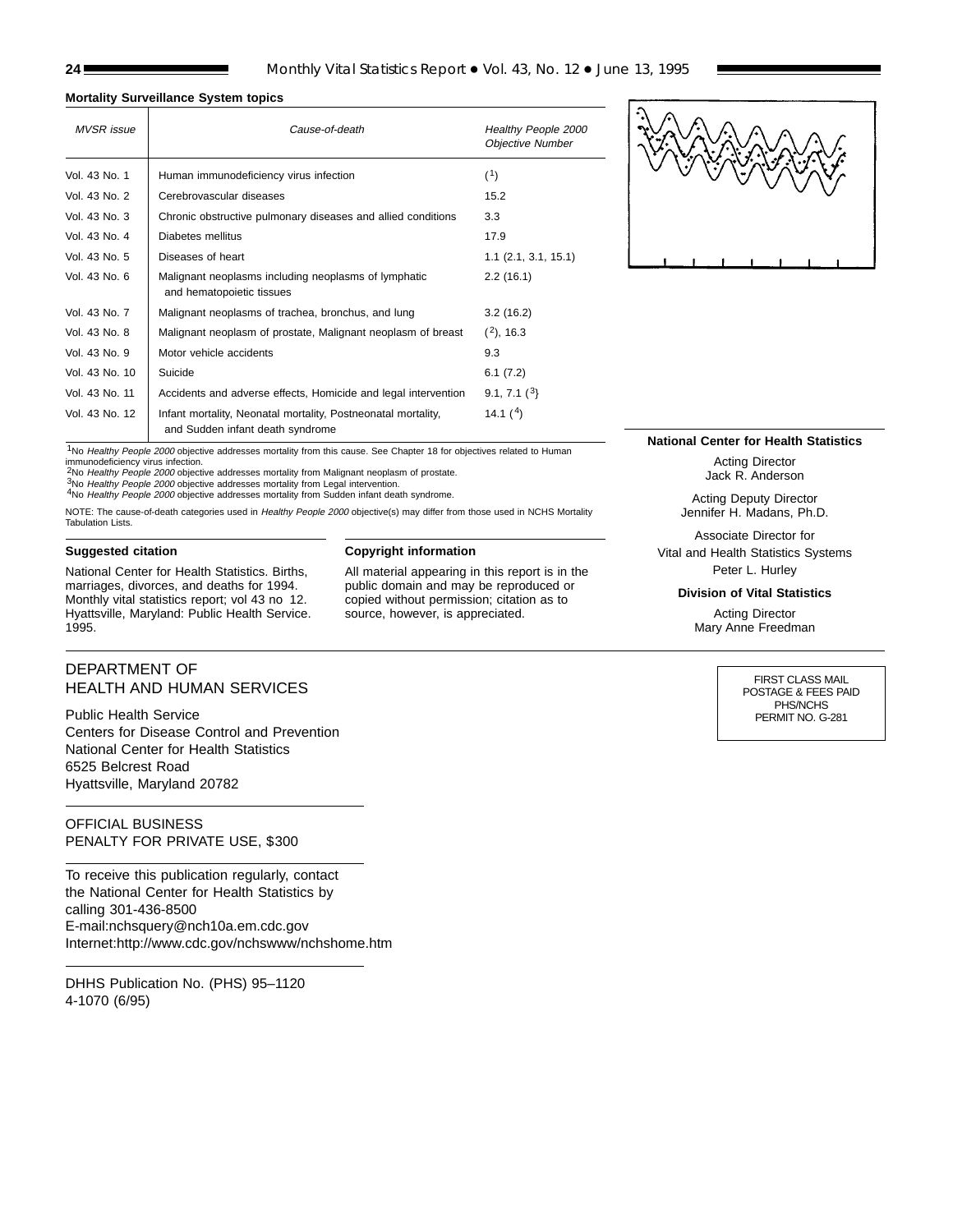**Mortality Surveillance System topics**

| *MVSR issue* | *Cause-of-death* | *Healthy People 2000 Objective Number* |
|---|---|---|
| Vol. 43 No. 1 | Human immunodeficiency virus infection | ([1]) |
| Vol. 43 No. 2 | Cerebrovascular diseases | 15.2 |
| Vol. 43 No. 3 | Chronic obstructive pulmonary diseases and allied conditions | 3.3 |
| Vol. 43 No. 4 | Diabetes mellitus | 17.9 |
| Vol. 43 No. 5 | Diseases of heart | 1.1 (2.1, 3.1, 15.1) |
| Vol. 43 No. 6 | Malignant neoplasms including neoplasms of lymphatic and hematopoietic tissues | 2.2 (16.1) |
| Vol. 43 No. 7 | Malignant neoplasms of trachea, bronchus, and lung | 3.2 (16.2) |
| Vol. 43 No. 8 | Malignant neoplasm of prostate, Malignant neoplasm of breast | ([2]), 16.3 |
| Vol. 43 No. 9 | Motor vehicle accidents | 9.3 |
| Vol. 43 No. 10 | Suicide | 6.1 (7.2) |
| Vol. 43 No. 11 | Accidents and adverse effects, Homicide and legal intervention | 9.1, 7.1 ([3]) |
| Vol. 43 No. 12 | Infant mortality, Neonatal mortality, Postneonatal mortality, and Sudden infant death syndrome | 14.1 ([4]) |

[1]No *Healthy People 2000* objective addresses mortality from this cause. See Chapter 18 for objectives related to Human immunodeficiency virus infection.
[2]No *Healthy People 2000* objective addresses mortality from Malignant neoplasm of prostate.
[3]No *Healthy People 2000* objective addresses mortality from Legal intervention.
[4]No *Healthy People 2000* objective addresses mortality from Sudden infant death syndrome.

NOTE: The cause-of-death categories used in *Healthy People 2000* objective(s) may differ from those used in NCHS Mortality Tabulation Lists.

**Suggested citation**

National Center for Health Statistics. Births, marriages, divorces, and deaths for 1994. Monthly vital statistics report; vol 43 no 12. Hyattsville, Maryland: Public Health Service. 1995.

**Copyright information**

All material appearing in this report is in the public domain and may be reproduced or copied without permission; citation as to source, however, is appreciated.

**National Center for Health Statistics**

Acting Director
Jack R. Anderson

Acting Deputy Director
Jennifer H. Madans, Ph.D.

Associate Director for
Vital and Health Statistics Systems
Peter L. Hurley

**Division of Vital Statistics**

Acting Director
Mary Anne Freedman

DEPARTMENT OF
HEALTH AND HUMAN SERVICES

Public Health Service
Centers for Disease Control and Prevention
National Center for Health Statistics
6525 Belcrest Road
Hyattsville, Maryland 20782

OFFICIAL BUSINESS
PENALTY FOR PRIVATE USE, $300

To receive this publication regularly, contact the National Center for Health Statistics by calling 301-436-8500
E-mail:nchsquery@nch10a.em.cdc.gov
Internet:http://www.cdc.gov/nchswww/nchshome.htm

DHHS Publication No. (PHS) 95–1120
4-1070 (6/95)

FIRST CLASS MAIL
POSTAGE & FEES PAID
PHS/NCHS
PERMIT NO. G-281